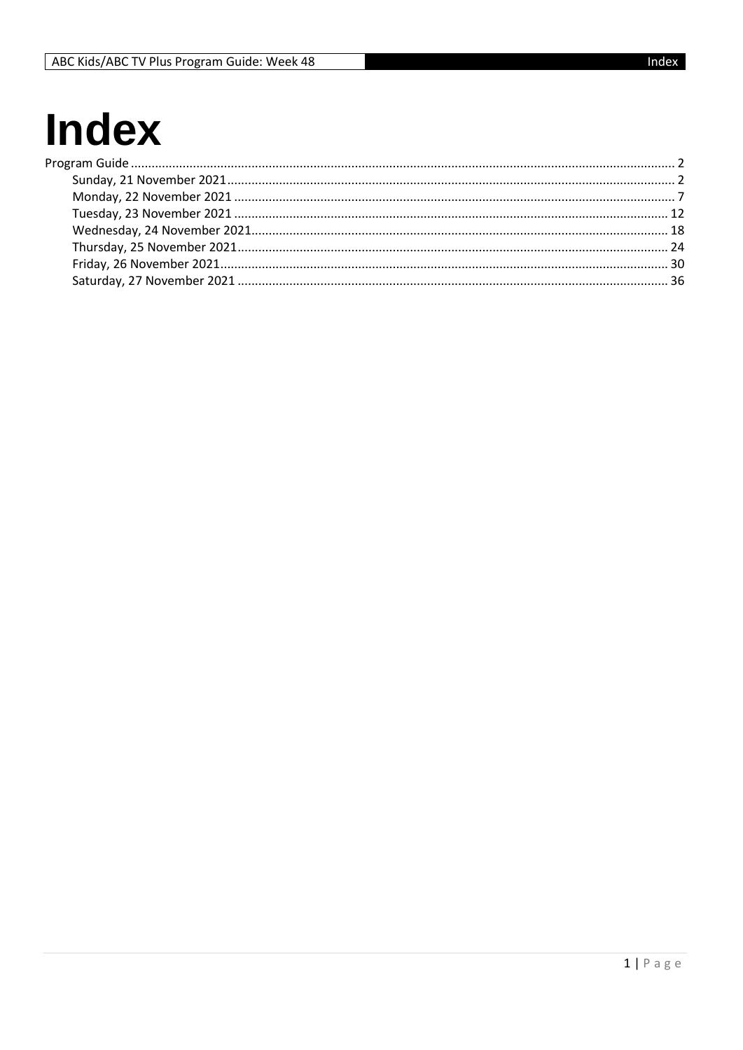# Index

Program Guide ........................................................................................................ 2

- Sunday, 21 November 2021 ........................................................................................................ 2
- Monday, 22 November 2021 ........................................................................................................ 7
- Tuesday, 23 November 2021 ........................................................................................................ 12
- Wednesday, 24 November 2021 ........................................................................................................ 18
- Thursday, 25 November 2021 ........................................................................................................ 24
- Friday, 26 November 2021 ........................................................................................................ 30
- Saturday, 27 November 2021 ........................................................................................................ 36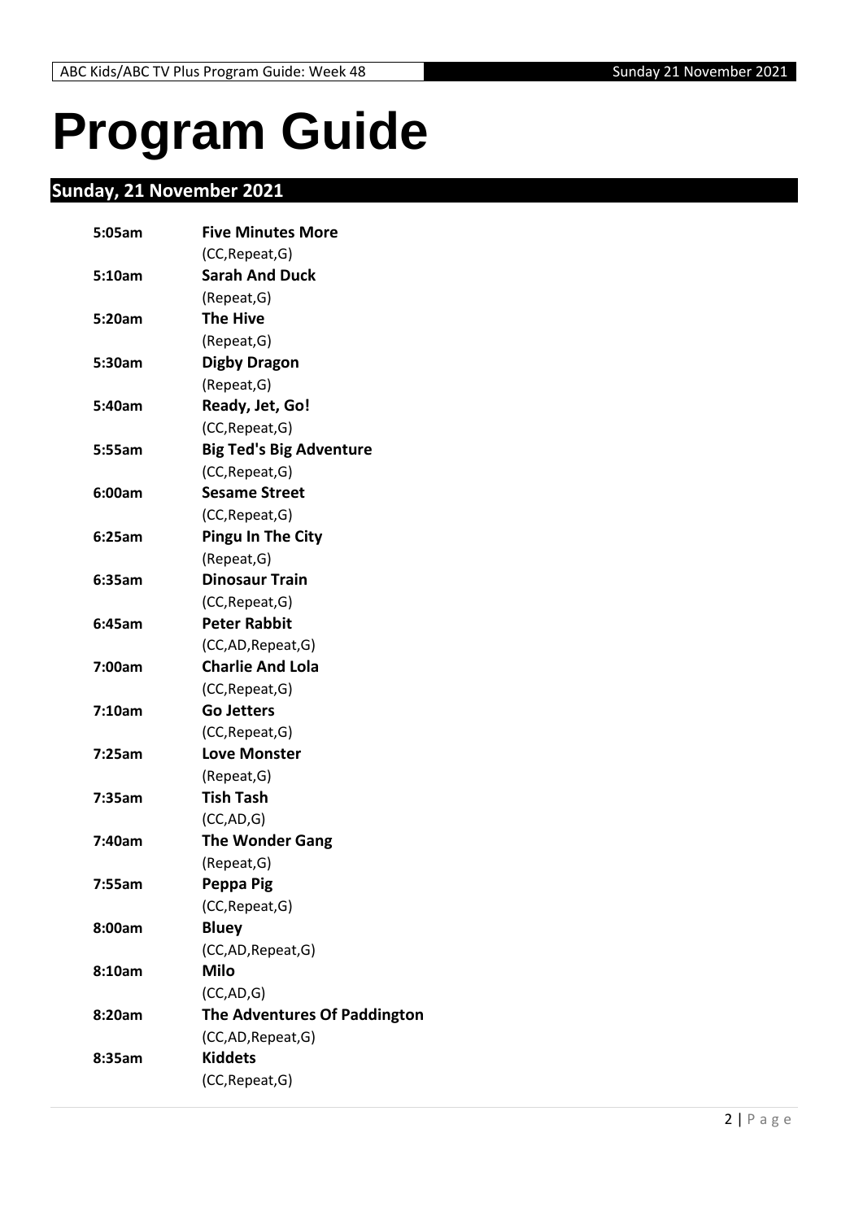# Program Guide

## Sunday, 21 November 2021

**5:05am** **Five Minutes More**
(CC,Repeat,G)

**5:10am** **Sarah And Duck**
(Repeat,G)

**5:20am** **The Hive**
(Repeat,G)

**5:30am** **Digby Dragon**
(Repeat,G)

**5:40am** **Ready, Jet, Go!**
(CC,Repeat,G)

**5:55am** **Big Ted's Big Adventure**
(CC,Repeat,G)

**6:00am** **Sesame Street**
(CC,Repeat,G)

**6:25am** **Pingu In The City**
(Repeat,G)

**6:35am** **Dinosaur Train**
(CC,Repeat,G)

**6:45am** **Peter Rabbit**
(CC,AD,Repeat,G)

**7:00am** **Charlie And Lola**
(CC,Repeat,G)

**7:10am** **Go Jetters**
(CC,Repeat,G)

**7:25am** **Love Monster**
(Repeat,G)

**7:35am** **Tish Tash**
(CC,AD,G)

**7:40am** **The Wonder Gang**
(Repeat,G)

**7:55am** **Peppa Pig**
(CC,Repeat,G)

**8:00am** **Bluey**
(CC,AD,Repeat,G)

**8:10am** **Milo**
(CC,AD,G)

**8:20am** **The Adventures Of Paddington**
(CC,AD,Repeat,G)

**8:35am** **Kiddets**
(CC,Repeat,G)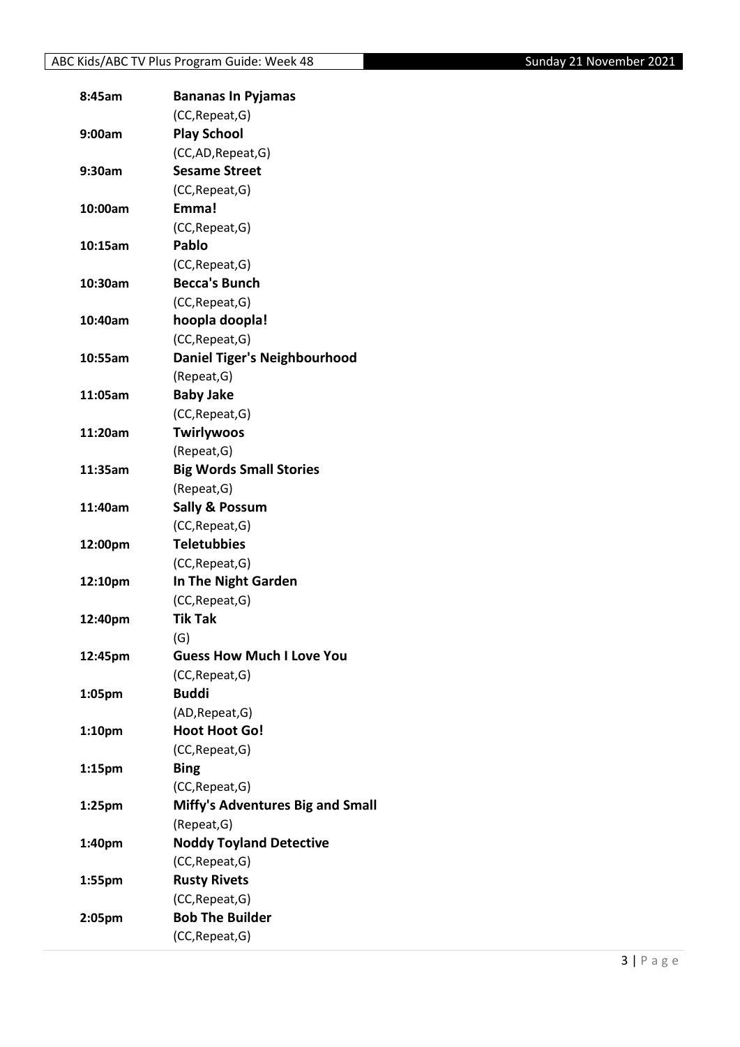| Time | Program |
| --- | --- |
| **8:45am** | **Bananas In Pyjamas** (CC,Repeat,G) |
| **9:00am** | **Play School** (CC,AD,Repeat,G) |
| **9:30am** | **Sesame Street** (CC,Repeat,G) |
| **10:00am** | **Emma!** (CC,Repeat,G) |
| **10:15am** | **Pablo** (CC,Repeat,G) |
| **10:30am** | **Becca's Bunch** (CC,Repeat,G) |
| **10:40am** | **hoopla doopla!** (CC,Repeat,G) |
| **10:55am** | **Daniel Tiger's Neighbourhood** (Repeat,G) |
| **11:05am** | **Baby Jake** (CC,Repeat,G) |
| **11:20am** | **Twirlywoos** (Repeat,G) |
| **11:35am** | **Big Words Small Stories** (Repeat,G) |
| **11:40am** | **Sally & Possum** (CC,Repeat,G) |
| **12:00pm** | **Teletubbies** (CC,Repeat,G) |
| **12:10pm** | **In The Night Garden** (CC,Repeat,G) |
| **12:40pm** | **Tik Tak** (G) |
| **12:45pm** | **Guess How Much I Love You** (CC,Repeat,G) |
| **1:05pm** | **Buddi** (AD,Repeat,G) |
| **1:10pm** | **Hoot Hoot Go!** (CC,Repeat,G) |
| **1:15pm** | **Bing** (CC,Repeat,G) |
| **1:25pm** | **Miffy's Adventures Big and Small** (Repeat,G) |
| **1:40pm** | **Noddy Toyland Detective** (CC,Repeat,G) |
| **1:55pm** | **Rusty Rivets** (CC,Repeat,G) |
| **2:05pm** | **Bob The Builder** (CC,Repeat,G) |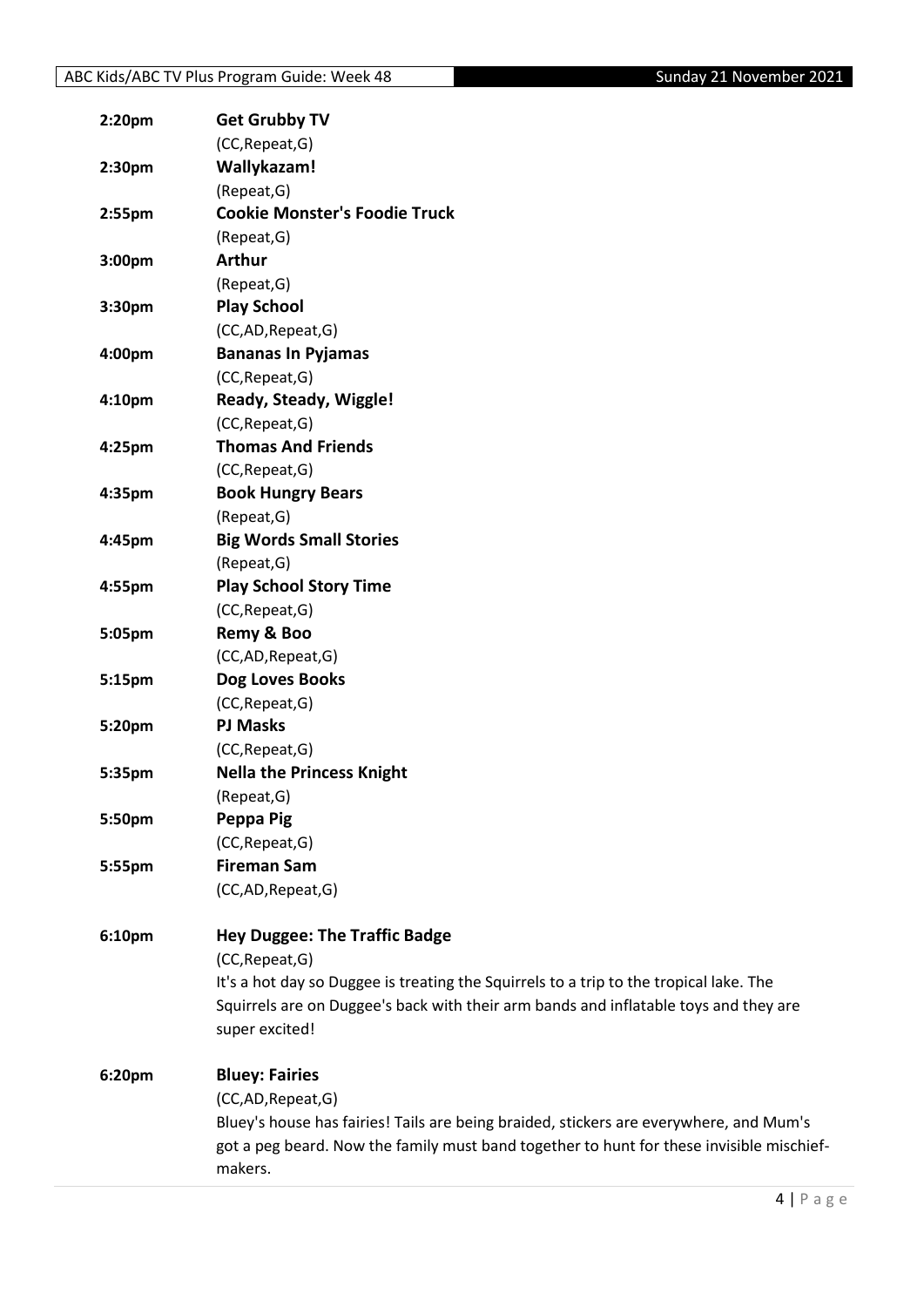| | |
|---|---|
| **2:20pm** | **Get Grubby TV** |
| | (CC,Repeat,G) |
| **2:30pm** | **Wallykazam!** |
| | (Repeat,G) |
| **2:55pm** | **Cookie Monster's Foodie Truck** |
| | (Repeat,G) |
| **3:00pm** | **Arthur** |
| | (Repeat,G) |
| **3:30pm** | **Play School** |
| | (CC,AD,Repeat,G) |
| **4:00pm** | **Bananas In Pyjamas** |
| | (CC,Repeat,G) |
| **4:10pm** | **Ready, Steady, Wiggle!** |
| | (CC,Repeat,G) |
| **4:25pm** | **Thomas And Friends** |
| | (CC,Repeat,G) |
| **4:35pm** | **Book Hungry Bears** |
| | (Repeat,G) |
| **4:45pm** | **Big Words Small Stories** |
| | (Repeat,G) |
| **4:55pm** | **Play School Story Time** |
| | (CC,Repeat,G) |
| **5:05pm** | **Remy & Boo** |
| | (CC,AD,Repeat,G) |
| **5:15pm** | **Dog Loves Books** |
| | (CC,Repeat,G) |
| **5:20pm** | **PJ Masks** |
| | (CC,Repeat,G) |
| **5:35pm** | **Nella the Princess Knight** |
| | (Repeat,G) |
| **5:50pm** | **Peppa Pig** |
| | (CC,Repeat,G) |
| **5:55pm** | **Fireman Sam** |
| | (CC,AD,Repeat,G) |

**6:10pm** **Hey Duggee: The Traffic Badge**

(CC,Repeat,G)

It's a hot day so Duggee is treating the Squirrels to a trip to the tropical lake. The Squirrels are on Duggee's back with their arm bands and inflatable toys and they are super excited!

**6:20pm** **Bluey: Fairies**

(CC,AD,Repeat,G)

Bluey's house has fairies! Tails are being braided, stickers are everywhere, and Mum's got a peg beard. Now the family must band together to hunt for these invisible mischief-makers.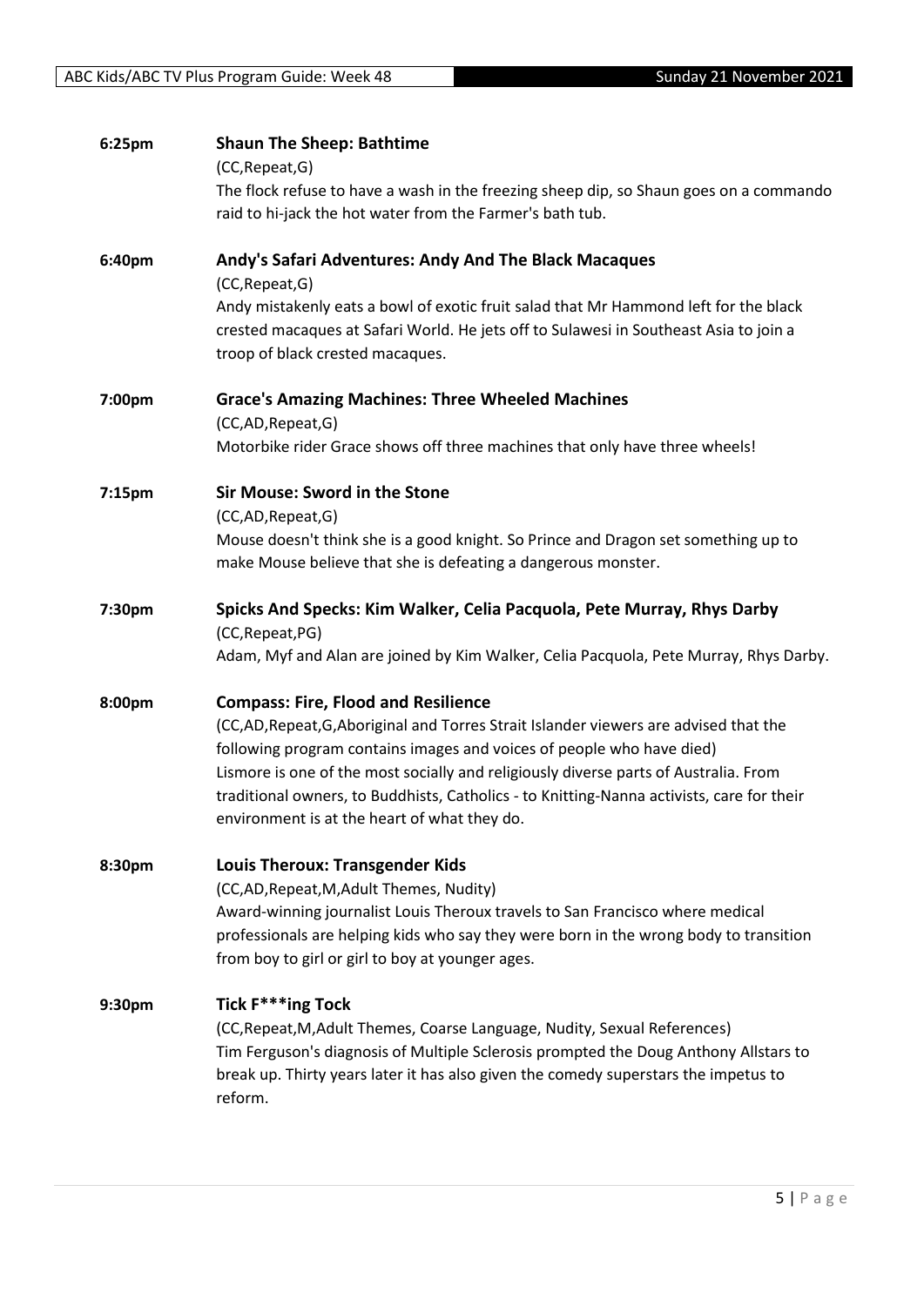**6:25pm** **Shaun The Sheep: Bathtime**

(CC,Repeat,G)

The flock refuse to have a wash in the freezing sheep dip, so Shaun goes on a commando raid to hi-jack the hot water from the Farmer's bath tub.

**6:40pm** **Andy's Safari Adventures: Andy And The Black Macaques**

(CC,Repeat,G)

Andy mistakenly eats a bowl of exotic fruit salad that Mr Hammond left for the black crested macaques at Safari World. He jets off to Sulawesi in Southeast Asia to join a troop of black crested macaques.

**7:00pm** **Grace's Amazing Machines: Three Wheeled Machines**

(CC,AD,Repeat,G)

Motorbike rider Grace shows off three machines that only have three wheels!

**7:15pm** **Sir Mouse: Sword in the Stone**

(CC,AD,Repeat,G)

Mouse doesn't think she is a good knight. So Prince and Dragon set something up to make Mouse believe that she is defeating a dangerous monster.

**7:30pm** **Spicks And Specks: Kim Walker, Celia Pacquola, Pete Murray, Rhys Darby**

(CC,Repeat,PG)

Adam, Myf and Alan are joined by Kim Walker, Celia Pacquola, Pete Murray, Rhys Darby.

**8:00pm** **Compass: Fire, Flood and Resilience**

(CC,AD,Repeat,G,Aboriginal and Torres Strait Islander viewers are advised that the following program contains images and voices of people who have died)

Lismore is one of the most socially and religiously diverse parts of Australia. From traditional owners, to Buddhists, Catholics - to Knitting-Nanna activists, care for their environment is at the heart of what they do.

**8:30pm** **Louis Theroux: Transgender Kids**

(CC,AD,Repeat,M,Adult Themes, Nudity)

Award-winning journalist Louis Theroux travels to San Francisco where medical professionals are helping kids who say they were born in the wrong body to transition from boy to girl or girl to boy at younger ages.

**9:30pm** **Tick F***ing Tock**

(CC,Repeat,M,Adult Themes, Coarse Language, Nudity, Sexual References)

Tim Ferguson's diagnosis of Multiple Sclerosis prompted the Doug Anthony Allstars to break up. Thirty years later it has also given the comedy superstars the impetus to reform.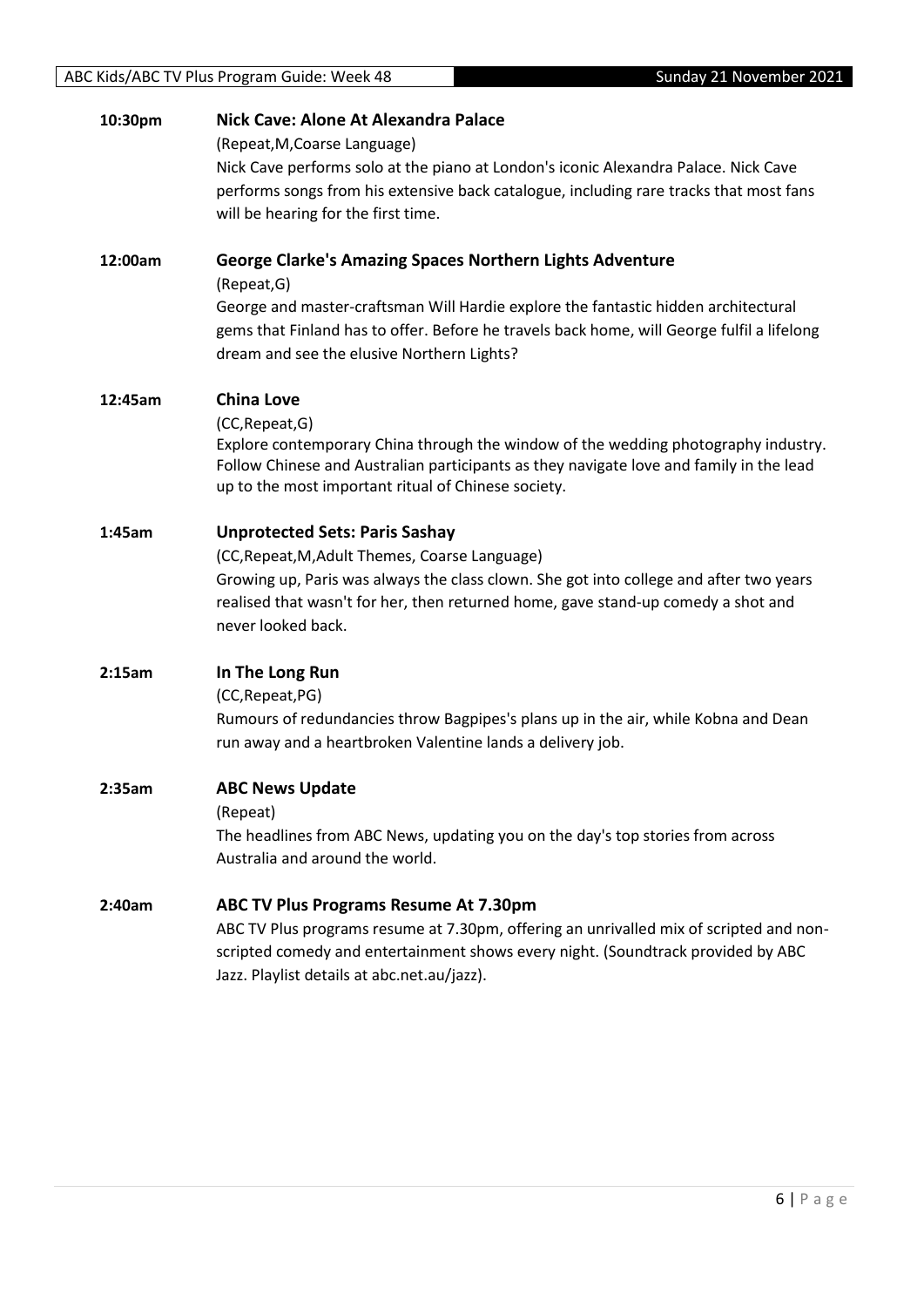**10:30pm** **Nick Cave: Alone At Alexandra Palace**

(Repeat,M,Coarse Language)

Nick Cave performs solo at the piano at London's iconic Alexandra Palace. Nick Cave performs songs from his extensive back catalogue, including rare tracks that most fans will be hearing for the first time.

**12:00am** **George Clarke's Amazing Spaces Northern Lights Adventure**

(Repeat,G)

George and master-craftsman Will Hardie explore the fantastic hidden architectural gems that Finland has to offer. Before he travels back home, will George fulfil a lifelong dream and see the elusive Northern Lights?

**12:45am** **China Love**

(CC,Repeat,G)

Explore contemporary China through the window of the wedding photography industry. Follow Chinese and Australian participants as they navigate love and family in the lead up to the most important ritual of Chinese society.

**1:45am** **Unprotected Sets: Paris Sashay**

(CC,Repeat,M,Adult Themes, Coarse Language)

Growing up, Paris was always the class clown. She got into college and after two years realised that wasn't for her, then returned home, gave stand-up comedy a shot and never looked back.

**2:15am** **In The Long Run**

(CC,Repeat,PG)

Rumours of redundancies throw Bagpipes's plans up in the air, while Kobna and Dean run away and a heartbroken Valentine lands a delivery job.

**2:35am** **ABC News Update**

(Repeat)

The headlines from ABC News, updating you on the day's top stories from across Australia and around the world.

**2:40am** **ABC TV Plus Programs Resume At 7.30pm**

ABC TV Plus programs resume at 7.30pm, offering an unrivalled mix of scripted and non-scripted comedy and entertainment shows every night. (Soundtrack provided by ABC Jazz. Playlist details at abc.net.au/jazz).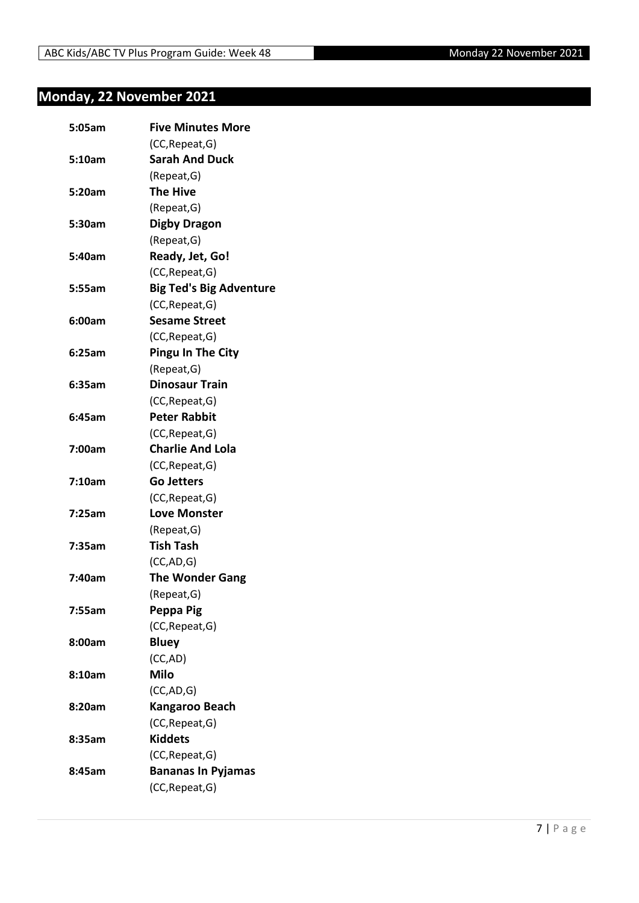## Monday, 22 November 2021

**5:05am** **Five Minutes More**
(CC,Repeat,G)

**5:10am** **Sarah And Duck**
(Repeat,G)

**5:20am** **The Hive**
(Repeat,G)

**5:30am** **Digby Dragon**
(Repeat,G)

**5:40am** **Ready, Jet, Go!**
(CC,Repeat,G)

**5:55am** **Big Ted's Big Adventure**
(CC,Repeat,G)

**6:00am** **Sesame Street**
(CC,Repeat,G)

**6:25am** **Pingu In The City**
(Repeat,G)

**6:35am** **Dinosaur Train**
(CC,Repeat,G)

**6:45am** **Peter Rabbit**
(CC,Repeat,G)

**7:00am** **Charlie And Lola**
(CC,Repeat,G)

**7:10am** **Go Jetters**
(CC,Repeat,G)

**7:25am** **Love Monster**
(Repeat,G)

**7:35am** **Tish Tash**
(CC,AD,G)

**7:40am** **The Wonder Gang**
(Repeat,G)

**7:55am** **Peppa Pig**
(CC,Repeat,G)

**8:00am** **Bluey**
(CC,AD)

**8:10am** **Milo**
(CC,AD,G)

**8:20am** **Kangaroo Beach**
(CC,Repeat,G)

**8:35am** **Kiddets**
(CC,Repeat,G)

**8:45am** **Bananas In Pyjamas**
(CC,Repeat,G)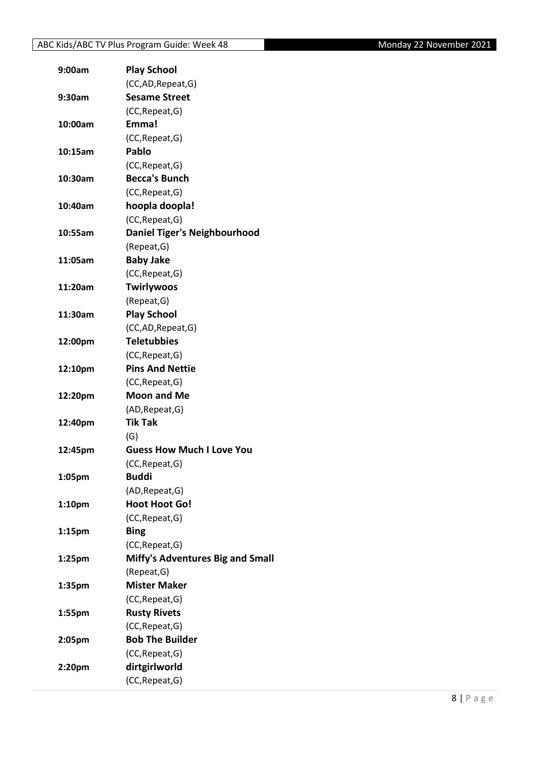| | |
|---|---|
| 9:00am | **Play School** |
| | (CC,AD,Repeat,G) |
| 9:30am | **Sesame Street** |
| | (CC,Repeat,G) |
| 10:00am | **Emma!** |
| | (CC,Repeat,G) |
| 10:15am | **Pablo** |
| | (CC,Repeat,G) |
| 10:30am | **Becca's Bunch** |
| | (CC,Repeat,G) |
| 10:40am | **hoopla doopla!** |
| | (CC,Repeat,G) |
| 10:55am | **Daniel Tiger's Neighbourhood** |
| | (Repeat,G) |
| 11:05am | **Baby Jake** |
| | (CC,Repeat,G) |
| 11:20am | **Twirlywoos** |
| | (Repeat,G) |
| 11:30am | **Play School** |
| | (CC,AD,Repeat,G) |
| 12:00pm | **Teletubbies** |
| | (CC,Repeat,G) |
| 12:10pm | **Pins And Nettie** |
| | (CC,Repeat,G) |
| 12:20pm | **Moon and Me** |
| | (AD,Repeat,G) |
| 12:40pm | **Tik Tak** |
| | (G) |
| 12:45pm | **Guess How Much I Love You** |
| | (CC,Repeat,G) |
| 1:05pm | **Buddi** |
| | (AD,Repeat,G) |
| 1:10pm | **Hoot Hoot Go!** |
| | (CC,Repeat,G) |
| 1:15pm | **Bing** |
| | (CC,Repeat,G) |
| 1:25pm | **Miffy's Adventures Big and Small** |
| | (Repeat,G) |
| 1:35pm | **Mister Maker** |
| | (CC,Repeat,G) |
| 1:55pm | **Rusty Rivets** |
| | (CC,Repeat,G) |
| 2:05pm | **Bob The Builder** |
| | (CC,Repeat,G) |
| 2:20pm | **dirtgirlworld** |
| | (CC,Repeat,G) |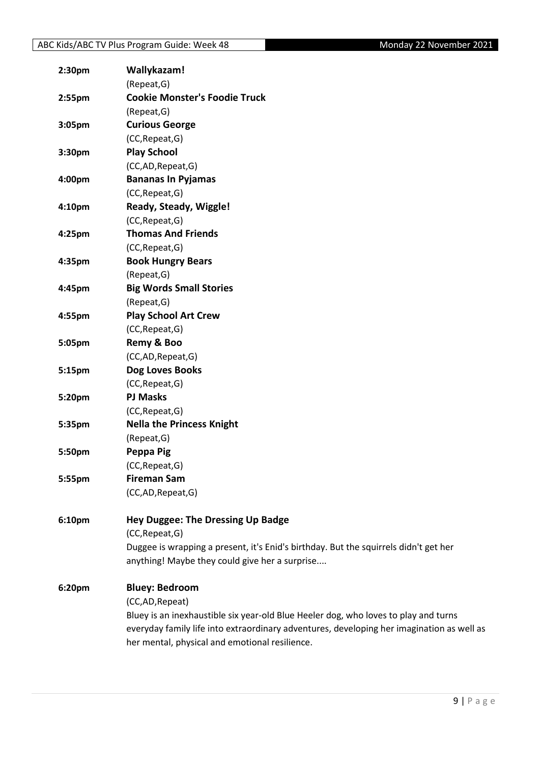**2:30pm** **Wallykazam!**
(Repeat,G)

**2:55pm** **Cookie Monster's Foodie Truck**
(Repeat,G)

**3:05pm** **Curious George**
(CC,Repeat,G)

**3:30pm** **Play School**
(CC,AD,Repeat,G)

**4:00pm** **Bananas In Pyjamas**
(CC,Repeat,G)

**4:10pm** **Ready, Steady, Wiggle!**
(CC,Repeat,G)

**4:25pm** **Thomas And Friends**
(CC,Repeat,G)

**4:35pm** **Book Hungry Bears**
(Repeat,G)

**4:45pm** **Big Words Small Stories**
(Repeat,G)

**4:55pm** **Play School Art Crew**
(CC,Repeat,G)

**5:05pm** **Remy & Boo**
(CC,AD,Repeat,G)

**5:15pm** **Dog Loves Books**
(CC,Repeat,G)

**5:20pm** **PJ Masks**
(CC,Repeat,G)

**5:35pm** **Nella the Princess Knight**
(Repeat,G)

**5:50pm** **Peppa Pig**
(CC,Repeat,G)

**5:55pm** **Fireman Sam**
(CC,AD,Repeat,G)

**6:10pm** **Hey Duggee: The Dressing Up Badge**
(CC,Repeat,G)
Duggee is wrapping a present, it's Enid's birthday. But the squirrels didn't get her anything! Maybe they could give her a surprise....

**6:20pm** **Bluey: Bedroom**
(CC,AD,Repeat)
Bluey is an inexhaustible six year-old Blue Heeler dog, who loves to play and turns everyday family life into extraordinary adventures, developing her imagination as well as her mental, physical and emotional resilience.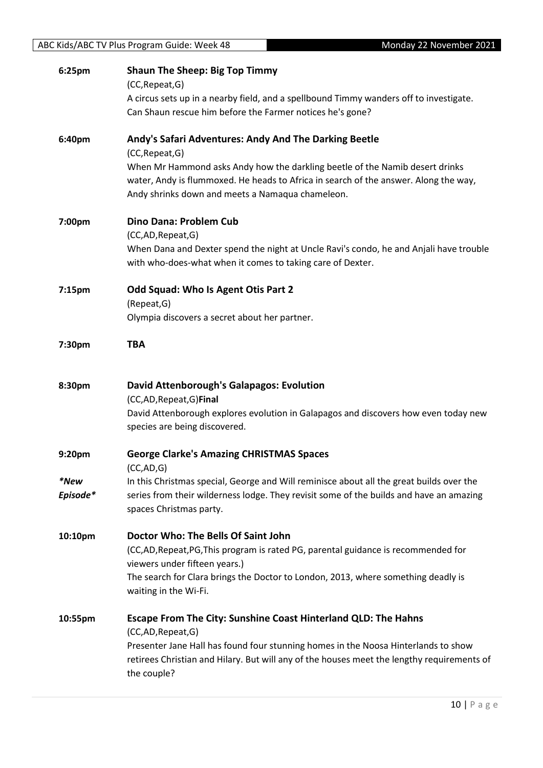**6:25pm** **Shaun The Sheep: Big Top Timmy**
(CC,Repeat,G)
A circus sets up in a nearby field, and a spellbound Timmy wanders off to investigate. Can Shaun rescue him before the Farmer notices he's gone?

**6:40pm** **Andy's Safari Adventures: Andy And The Darking Beetle**
(CC,Repeat,G)
When Mr Hammond asks Andy how the darkling beetle of the Namib desert drinks water, Andy is flummoxed. He heads to Africa in search of the answer. Along the way, Andy shrinks down and meets a Namaqua chameleon.

**7:00pm** **Dino Dana: Problem Cub**
(CC,AD,Repeat,G)
When Dana and Dexter spend the night at Uncle Ravi's condo, he and Anjali have trouble with who-does-what when it comes to taking care of Dexter.

**7:15pm** **Odd Squad: Who Is Agent Otis Part 2**
(Repeat,G)
Olympia discovers a secret about her partner.

**7:30pm** **TBA**

**8:30pm** **David Attenborough's Galapagos: Evolution**
(CC,AD,Repeat,G)**Final**
David Attenborough explores evolution in Galapagos and discovers how even today new species are being discovered.

**9:20pm** **George Clarke's Amazing CHRISTMAS Spaces**
(CC,AD,G)
*\*New Episode\**
In this Christmas special, George and Will reminisce about all the great builds over the series from their wilderness lodge. They revisit some of the builds and have an amazing spaces Christmas party.

**10:10pm** **Doctor Who: The Bells Of Saint John**
(CC,AD,Repeat,PG,This program is rated PG, parental guidance is recommended for viewers under fifteen years.)
The search for Clara brings the Doctor to London, 2013, where something deadly is waiting in the Wi-Fi.

**10:55pm** **Escape From The City: Sunshine Coast Hinterland QLD: The Hahns**
(CC,AD,Repeat,G)
Presenter Jane Hall has found four stunning homes in the Noosa Hinterlands to show retirees Christian and Hilary. But will any of the houses meet the lengthy requirements of the couple?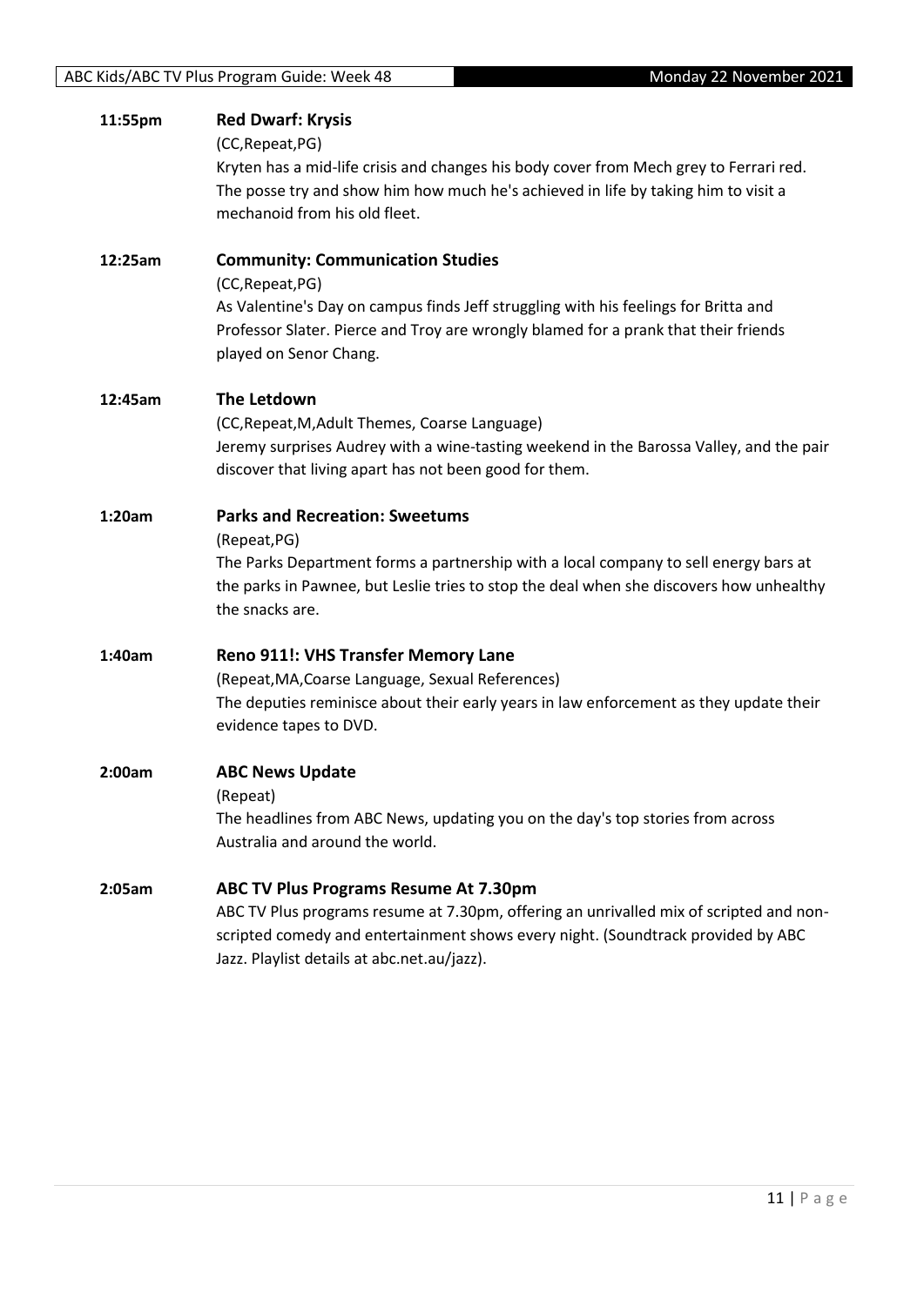**11:55pm** **Red Dwarf: Krysis**

(CC,Repeat,PG)

Kryten has a mid-life crisis and changes his body cover from Mech grey to Ferrari red. The posse try and show him how much he's achieved in life by taking him to visit a mechanoid from his old fleet.

**12:25am** **Community: Communication Studies**

(CC,Repeat,PG)

As Valentine's Day on campus finds Jeff struggling with his feelings for Britta and Professor Slater. Pierce and Troy are wrongly blamed for a prank that their friends played on Senor Chang.

**12:45am** **The Letdown**

(CC,Repeat,M,Adult Themes, Coarse Language)

Jeremy surprises Audrey with a wine-tasting weekend in the Barossa Valley, and the pair discover that living apart has not been good for them.

**1:20am** **Parks and Recreation: Sweetums**

(Repeat,PG)

The Parks Department forms a partnership with a local company to sell energy bars at the parks in Pawnee, but Leslie tries to stop the deal when she discovers how unhealthy the snacks are.

**1:40am** **Reno 911!: VHS Transfer Memory Lane**

(Repeat,MA,Coarse Language, Sexual References)

The deputies reminisce about their early years in law enforcement as they update their evidence tapes to DVD.

**2:00am** **ABC News Update**

(Repeat)

The headlines from ABC News, updating you on the day's top stories from across Australia and around the world.

**2:05am** **ABC TV Plus Programs Resume At 7.30pm**

ABC TV Plus programs resume at 7.30pm, offering an unrivalled mix of scripted and non-scripted comedy and entertainment shows every night. (Soundtrack provided by ABC Jazz. Playlist details at abc.net.au/jazz).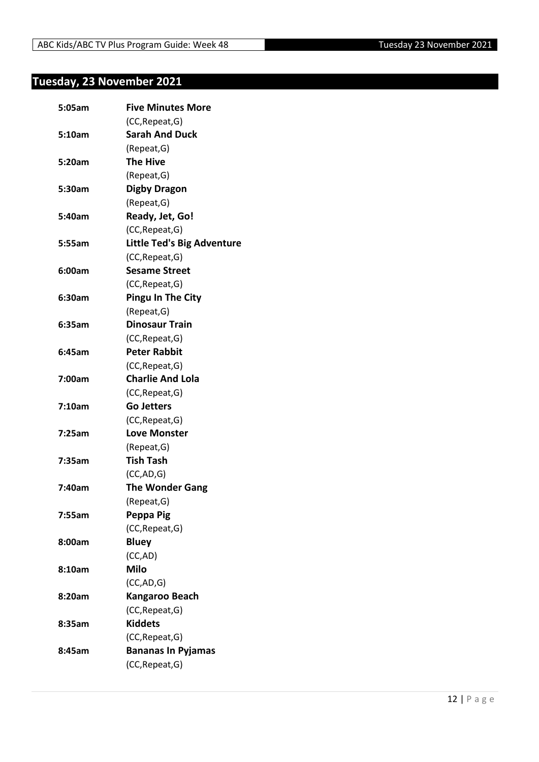## Tuesday, 23 November 2021

| | |
|---|---|
| **5:05am** | **Five Minutes More** |
| | (CC,Repeat,G) |
| **5:10am** | **Sarah And Duck** |
| | (Repeat,G) |
| **5:20am** | **The Hive** |
| | (Repeat,G) |
| **5:30am** | **Digby Dragon** |
| | (Repeat,G) |
| **5:40am** | **Ready, Jet, Go!** |
| | (CC,Repeat,G) |
| **5:55am** | **Little Ted's Big Adventure** |
| | (CC,Repeat,G) |
| **6:00am** | **Sesame Street** |
| | (CC,Repeat,G) |
| **6:30am** | **Pingu In The City** |
| | (Repeat,G) |
| **6:35am** | **Dinosaur Train** |
| | (CC,Repeat,G) |
| **6:45am** | **Peter Rabbit** |
| | (CC,Repeat,G) |
| **7:00am** | **Charlie And Lola** |
| | (CC,Repeat,G) |
| **7:10am** | **Go Jetters** |
| | (CC,Repeat,G) |
| **7:25am** | **Love Monster** |
| | (Repeat,G) |
| **7:35am** | **Tish Tash** |
| | (CC,AD,G) |
| **7:40am** | **The Wonder Gang** |
| | (Repeat,G) |
| **7:55am** | **Peppa Pig** |
| | (CC,Repeat,G) |
| **8:00am** | **Bluey** |
| | (CC,AD) |
| **8:10am** | **Milo** |
| | (CC,AD,G) |
| **8:20am** | **Kangaroo Beach** |
| | (CC,Repeat,G) |
| **8:35am** | **Kiddets** |
| | (CC,Repeat,G) |
| **8:45am** | **Bananas In Pyjamas** |
| | (CC,Repeat,G) |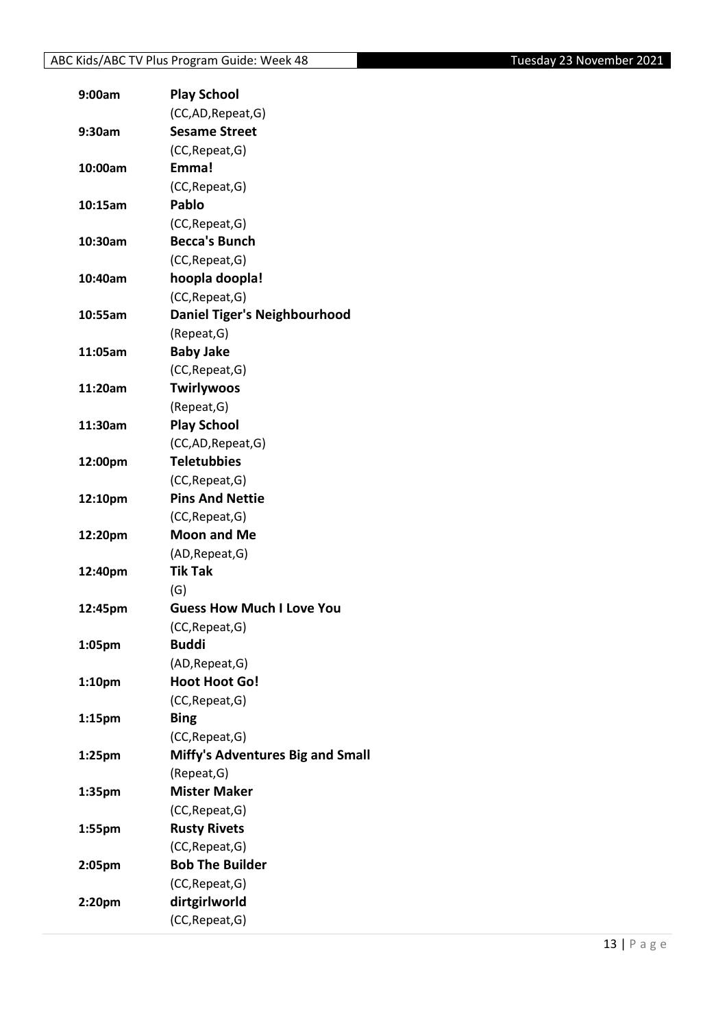| | |
|---|---|
| 9:00am | **Play School** |
| | (CC,AD,Repeat,G) |
| 9:30am | **Sesame Street** |
| | (CC,Repeat,G) |
| 10:00am | **Emma!** |
| | (CC,Repeat,G) |
| 10:15am | **Pablo** |
| | (CC,Repeat,G) |
| 10:30am | **Becca's Bunch** |
| | (CC,Repeat,G) |
| 10:40am | **hoopla doopla!** |
| | (CC,Repeat,G) |
| 10:55am | **Daniel Tiger's Neighbourhood** |
| | (Repeat,G) |
| 11:05am | **Baby Jake** |
| | (CC,Repeat,G) |
| 11:20am | **Twirlywoos** |
| | (Repeat,G) |
| 11:30am | **Play School** |
| | (CC,AD,Repeat,G) |
| 12:00pm | **Teletubbies** |
| | (CC,Repeat,G) |
| 12:10pm | **Pins And Nettie** |
| | (CC,Repeat,G) |
| 12:20pm | **Moon and Me** |
| | (AD,Repeat,G) |
| 12:40pm | **Tik Tak** |
| | (G) |
| 12:45pm | **Guess How Much I Love You** |
| | (CC,Repeat,G) |
| 1:05pm | **Buddi** |
| | (AD,Repeat,G) |
| 1:10pm | **Hoot Hoot Go!** |
| | (CC,Repeat,G) |
| 1:15pm | **Bing** |
| | (CC,Repeat,G) |
| 1:25pm | **Miffy's Adventures Big and Small** |
| | (Repeat,G) |
| 1:35pm | **Mister Maker** |
| | (CC,Repeat,G) |
| 1:55pm | **Rusty Rivets** |
| | (CC,Repeat,G) |
| 2:05pm | **Bob The Builder** |
| | (CC,Repeat,G) |
| 2:20pm | **dirtgirlworld** |
| | (CC,Repeat,G) |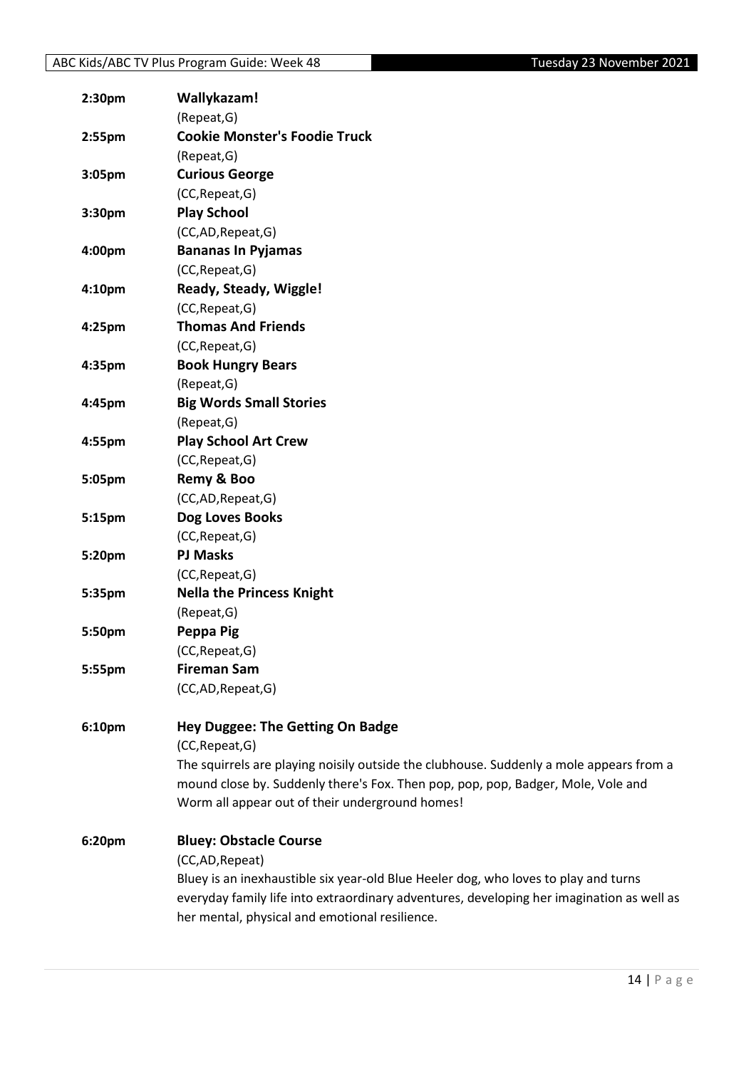**2:30pm** **Wallykazam!**
(Repeat,G)

**2:55pm** **Cookie Monster's Foodie Truck**
(Repeat,G)

**3:05pm** **Curious George**
(CC,Repeat,G)

**3:30pm** **Play School**
(CC,AD,Repeat,G)

**4:00pm** **Bananas In Pyjamas**
(CC,Repeat,G)

**4:10pm** **Ready, Steady, Wiggle!**
(CC,Repeat,G)

**4:25pm** **Thomas And Friends**
(CC,Repeat,G)

**4:35pm** **Book Hungry Bears**
(Repeat,G)

**4:45pm** **Big Words Small Stories**
(Repeat,G)

**4:55pm** **Play School Art Crew**
(CC,Repeat,G)

**5:05pm** **Remy & Boo**
(CC,AD,Repeat,G)

**5:15pm** **Dog Loves Books**
(CC,Repeat,G)

**5:20pm** **PJ Masks**
(CC,Repeat,G)

**5:35pm** **Nella the Princess Knight**
(Repeat,G)

**5:50pm** **Peppa Pig**
(CC,Repeat,G)

**5:55pm** **Fireman Sam**
(CC,AD,Repeat,G)

**6:10pm** **Hey Duggee: The Getting On Badge**
(CC,Repeat,G)
The squirrels are playing noisily outside the clubhouse. Suddenly a mole appears from a mound close by. Suddenly there's Fox. Then pop, pop, pop, Badger, Mole, Vole and Worm all appear out of their underground homes!

**6:20pm** **Bluey: Obstacle Course**
(CC,AD,Repeat)
Bluey is an inexhaustible six year-old Blue Heeler dog, who loves to play and turns everyday family life into extraordinary adventures, developing her imagination as well as her mental, physical and emotional resilience.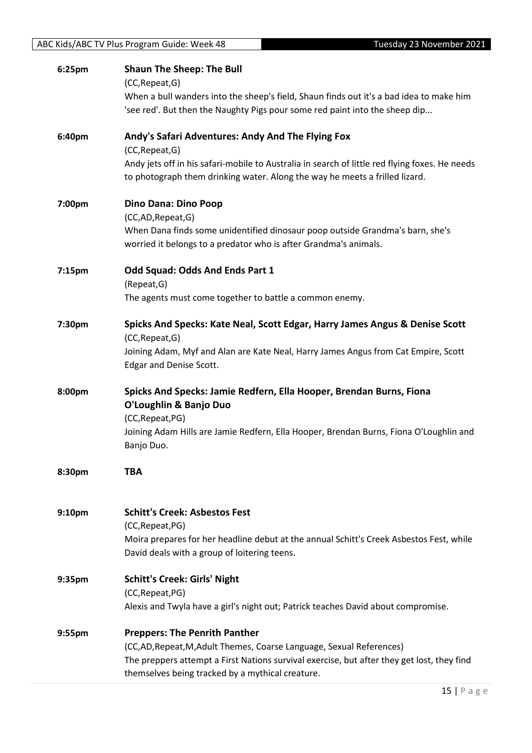**6:25pm** **Shaun The Sheep: The Bull**
(CC,Repeat,G)
When a bull wanders into the sheep's field, Shaun finds out it's a bad idea to make him 'see red'. But then the Naughty Pigs pour some red paint into the sheep dip...

**6:40pm** **Andy's Safari Adventures: Andy And The Flying Fox**
(CC,Repeat,G)
Andy jets off in his safari-mobile to Australia in search of little red flying foxes. He needs to photograph them drinking water. Along the way he meets a frilled lizard.

**7:00pm** **Dino Dana: Dino Poop**
(CC,AD,Repeat,G)
When Dana finds some unidentified dinosaur poop outside Grandma's barn, she's worried it belongs to a predator who is after Grandma's animals.

**7:15pm** **Odd Squad: Odds And Ends Part 1**
(Repeat,G)
The agents must come together to battle a common enemy.

**7:30pm** **Spicks And Specks: Kate Neal, Scott Edgar, Harry James Angus & Denise Scott**
(CC,Repeat,G)
Joining Adam, Myf and Alan are Kate Neal, Harry James Angus from Cat Empire, Scott Edgar and Denise Scott.

**8:00pm** **Spicks And Specks: Jamie Redfern, Ella Hooper, Brendan Burns, Fiona O'Loughlin & Banjo Duo**
(CC,Repeat,PG)
Joining Adam Hills are Jamie Redfern, Ella Hooper, Brendan Burns, Fiona O'Loughlin and Banjo Duo.

**8:30pm** **TBA**

**9:10pm** **Schitt's Creek: Asbestos Fest**
(CC,Repeat,PG)
Moira prepares for her headline debut at the annual Schitt's Creek Asbestos Fest, while David deals with a group of loitering teens.

**9:35pm** **Schitt's Creek: Girls' Night**
(CC,Repeat,PG)
Alexis and Twyla have a girl's night out; Patrick teaches David about compromise.

**9:55pm** **Preppers: The Penrith Panther**
(CC,AD,Repeat,M,Adult Themes, Coarse Language, Sexual References)
The preppers attempt a First Nations survival exercise, but after they get lost, they find themselves being tracked by a mythical creature.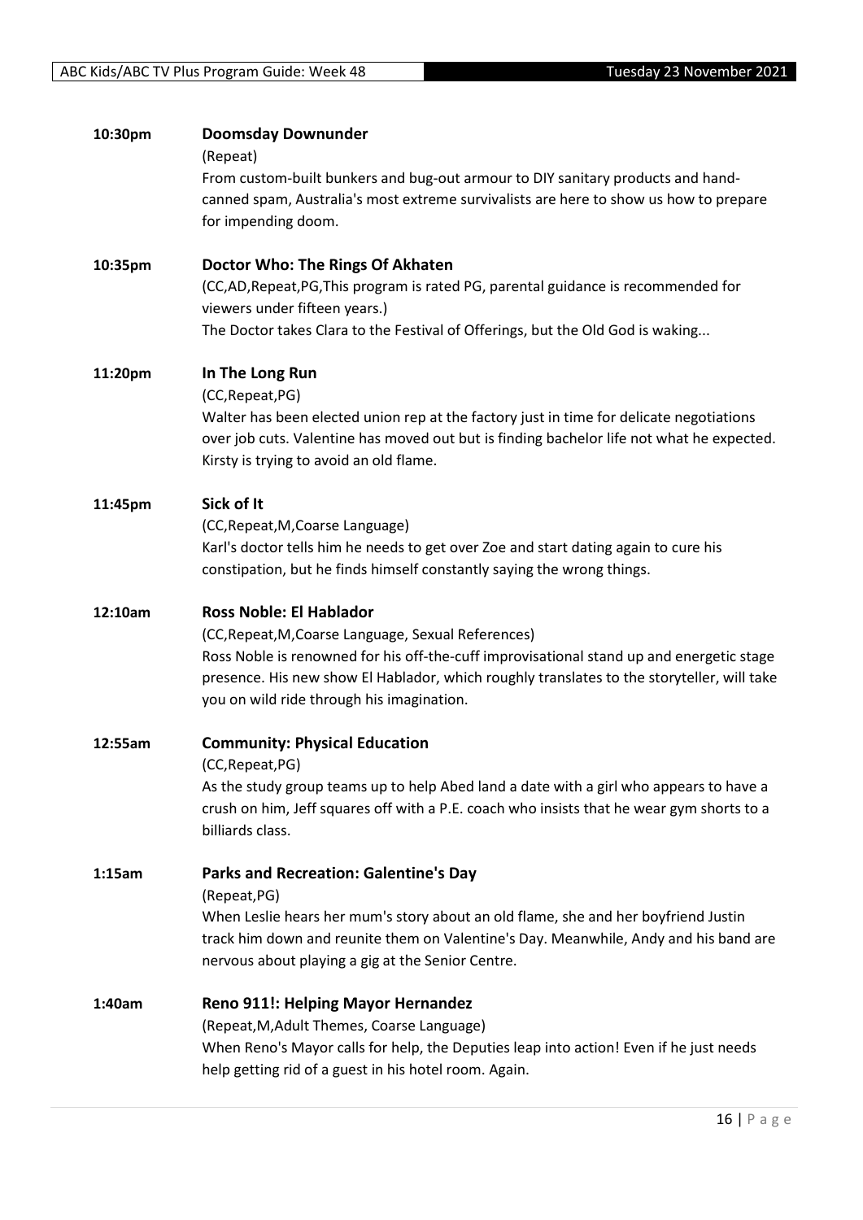**10:30pm** **Doomsday Downunder**

(Repeat)

From custom-built bunkers and bug-out armour to DIY sanitary products and hand-canned spam, Australia's most extreme survivalists are here to show us how to prepare for impending doom.

**10:35pm** **Doctor Who: The Rings Of Akhaten**

(CC,AD,Repeat,PG,This program is rated PG, parental guidance is recommended for viewers under fifteen years.)

The Doctor takes Clara to the Festival of Offerings, but the Old God is waking...

**11:20pm** **In The Long Run**

(CC,Repeat,PG)

Walter has been elected union rep at the factory just in time for delicate negotiations over job cuts. Valentine has moved out but is finding bachelor life not what he expected. Kirsty is trying to avoid an old flame.

**11:45pm** **Sick of It**

(CC,Repeat,M,Coarse Language)

Karl's doctor tells him he needs to get over Zoe and start dating again to cure his constipation, but he finds himself constantly saying the wrong things.

**12:10am** **Ross Noble: El Hablador**

(CC,Repeat,M,Coarse Language, Sexual References)

Ross Noble is renowned for his off-the-cuff improvisational stand up and energetic stage presence. His new show El Hablador, which roughly translates to the storyteller, will take you on wild ride through his imagination.

**12:55am** **Community: Physical Education**

(CC,Repeat,PG)

As the study group teams up to help Abed land a date with a girl who appears to have a crush on him, Jeff squares off with a P.E. coach who insists that he wear gym shorts to a billiards class.

**1:15am** **Parks and Recreation: Galentine's Day**

(Repeat,PG)

When Leslie hears her mum's story about an old flame, she and her boyfriend Justin track him down and reunite them on Valentine's Day. Meanwhile, Andy and his band are nervous about playing a gig at the Senior Centre.

**1:40am** **Reno 911!: Helping Mayor Hernandez**

(Repeat,M,Adult Themes, Coarse Language)

When Reno's Mayor calls for help, the Deputies leap into action! Even if he just needs help getting rid of a guest in his hotel room. Again.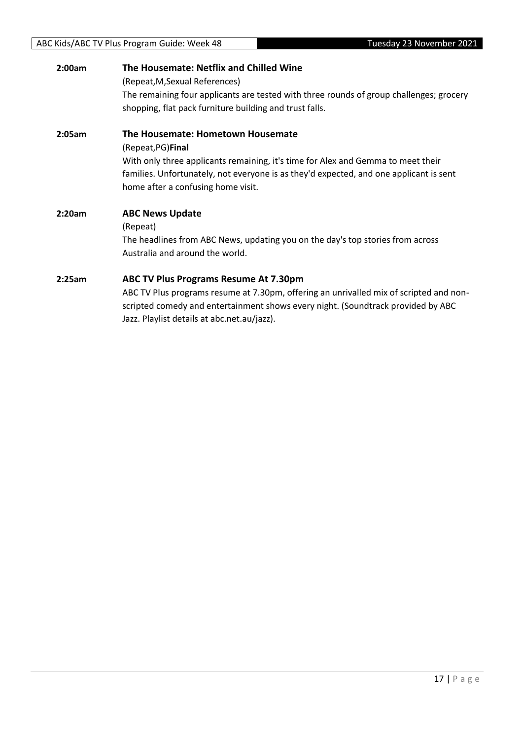**2:00am** **The Housemate: Netflix and Chilled Wine**

(Repeat,M,Sexual References)

The remaining four applicants are tested with three rounds of group challenges; grocery shopping, flat pack furniture building and trust falls.

**2:05am** **The Housemate: Hometown Housemate**

(Repeat,PG)**Final**

With only three applicants remaining, it's time for Alex and Gemma to meet their families. Unfortunately, not everyone is as they'd expected, and one applicant is sent home after a confusing home visit.

**2:20am** **ABC News Update**

(Repeat)

The headlines from ABC News, updating you on the day's top stories from across Australia and around the world.

**2:25am** **ABC TV Plus Programs Resume At 7.30pm**

ABC TV Plus programs resume at 7.30pm, offering an unrivalled mix of scripted and non-scripted comedy and entertainment shows every night. (Soundtrack provided by ABC Jazz. Playlist details at abc.net.au/jazz).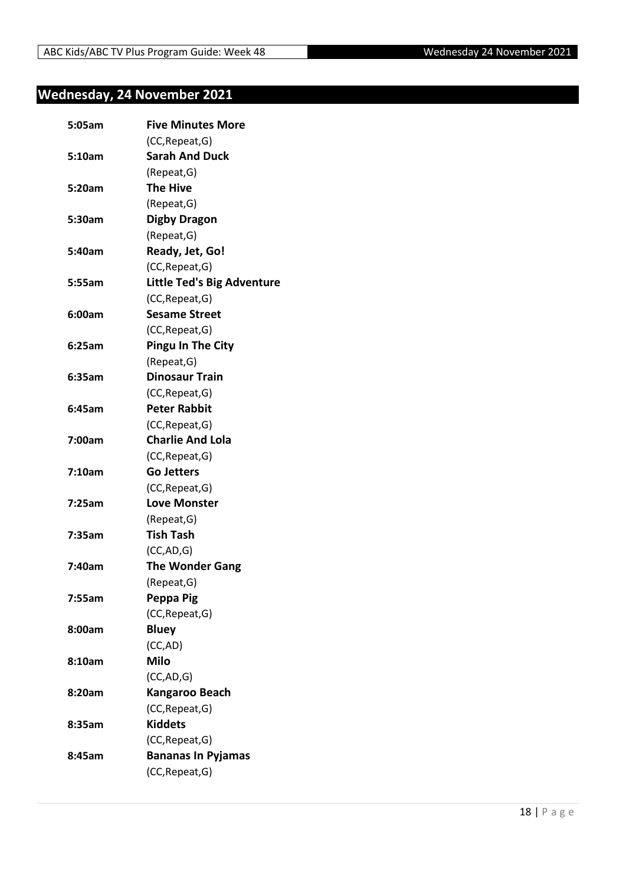## Wednesday, 24 November 2021

| | |
|---|---|
| **5:05am** | **Five Minutes More** |
| | (CC,Repeat,G) |
| **5:10am** | **Sarah And Duck** |
| | (Repeat,G) |
| **5:20am** | **The Hive** |
| | (Repeat,G) |
| **5:30am** | **Digby Dragon** |
| | (Repeat,G) |
| **5:40am** | **Ready, Jet, Go!** |
| | (CC,Repeat,G) |
| **5:55am** | **Little Ted's Big Adventure** |
| | (CC,Repeat,G) |
| **6:00am** | **Sesame Street** |
| | (CC,Repeat,G) |
| **6:25am** | **Pingu In The City** |
| | (Repeat,G) |
| **6:35am** | **Dinosaur Train** |
| | (CC,Repeat,G) |
| **6:45am** | **Peter Rabbit** |
| | (CC,Repeat,G) |
| **7:00am** | **Charlie And Lola** |
| | (CC,Repeat,G) |
| **7:10am** | **Go Jetters** |
| | (CC,Repeat,G) |
| **7:25am** | **Love Monster** |
| | (Repeat,G) |
| **7:35am** | **Tish Tash** |
| | (CC,AD,G) |
| **7:40am** | **The Wonder Gang** |
| | (Repeat,G) |
| **7:55am** | **Peppa Pig** |
| | (CC,Repeat,G) |
| **8:00am** | **Bluey** |
| | (CC,AD) |
| **8:10am** | **Milo** |
| | (CC,AD,G) |
| **8:20am** | **Kangaroo Beach** |
| | (CC,Repeat,G) |
| **8:35am** | **Kiddets** |
| | (CC,Repeat,G) |
| **8:45am** | **Bananas In Pyjamas** |
| | (CC,Repeat,G) |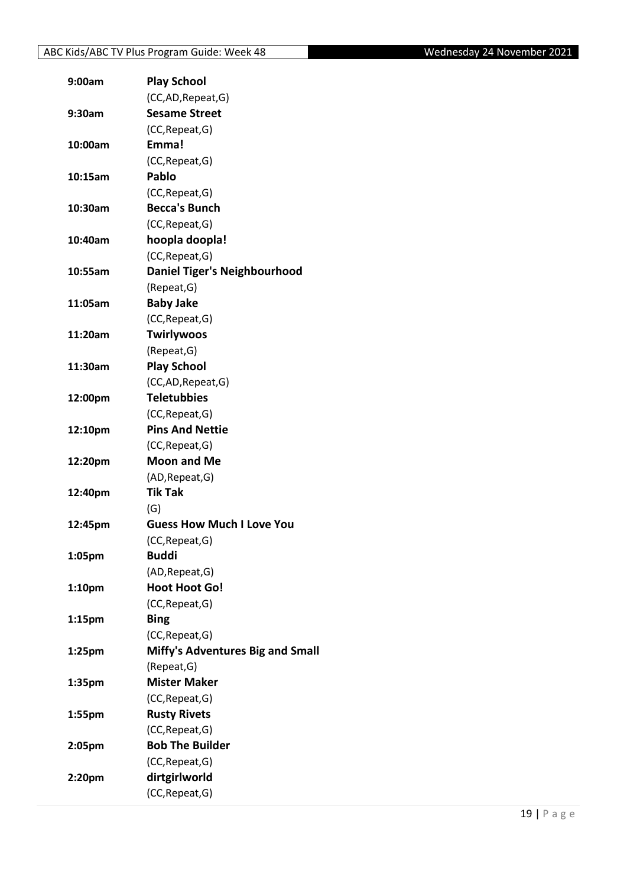| | |
|---|---|
| **9:00am** | **Play School** |
| | (CC,AD,Repeat,G) |
| **9:30am** | **Sesame Street** |
| | (CC,Repeat,G) |
| **10:00am** | **Emma!** |
| | (CC,Repeat,G) |
| **10:15am** | **Pablo** |
| | (CC,Repeat,G) |
| **10:30am** | **Becca's Bunch** |
| | (CC,Repeat,G) |
| **10:40am** | **hoopla doopla!** |
| | (CC,Repeat,G) |
| **10:55am** | **Daniel Tiger's Neighbourhood** |
| | (Repeat,G) |
| **11:05am** | **Baby Jake** |
| | (CC,Repeat,G) |
| **11:20am** | **Twirlywoos** |
| | (Repeat,G) |
| **11:30am** | **Play School** |
| | (CC,AD,Repeat,G) |
| **12:00pm** | **Teletubbies** |
| | (CC,Repeat,G) |
| **12:10pm** | **Pins And Nettie** |
| | (CC,Repeat,G) |
| **12:20pm** | **Moon and Me** |
| | (AD,Repeat,G) |
| **12:40pm** | **Tik Tak** |
| | (G) |
| **12:45pm** | **Guess How Much I Love You** |
| | (CC,Repeat,G) |
| **1:05pm** | **Buddi** |
| | (AD,Repeat,G) |
| **1:10pm** | **Hoot Hoot Go!** |
| | (CC,Repeat,G) |
| **1:15pm** | **Bing** |
| | (CC,Repeat,G) |
| **1:25pm** | **Miffy's Adventures Big and Small** |
| | (Repeat,G) |
| **1:35pm** | **Mister Maker** |
| | (CC,Repeat,G) |
| **1:55pm** | **Rusty Rivets** |
| | (CC,Repeat,G) |
| **2:05pm** | **Bob The Builder** |
| | (CC,Repeat,G) |
| **2:20pm** | **dirtgirlworld** |
| | (CC,Repeat,G) |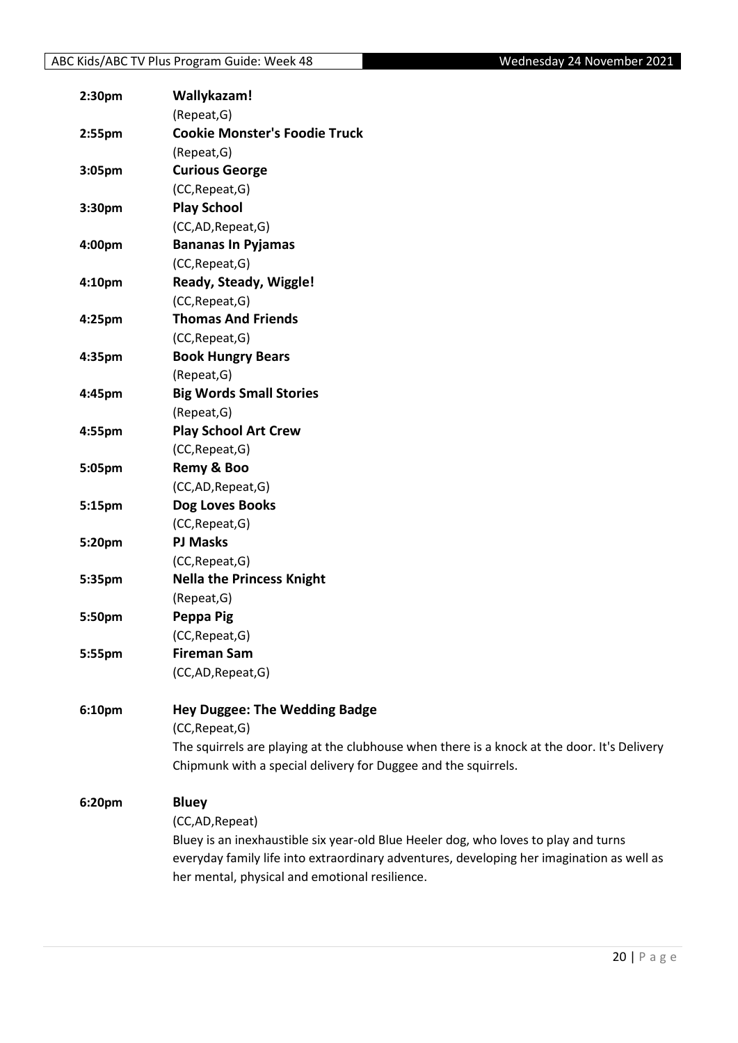**2:30pm** **Wallykazam!**
(Repeat,G)

**2:55pm** **Cookie Monster's Foodie Truck**
(Repeat,G)

**3:05pm** **Curious George**
(CC,Repeat,G)

**3:30pm** **Play School**
(CC,AD,Repeat,G)

**4:00pm** **Bananas In Pyjamas**
(CC,Repeat,G)

**4:10pm** **Ready, Steady, Wiggle!**
(CC,Repeat,G)

**4:25pm** **Thomas And Friends**
(CC,Repeat,G)

**4:35pm** **Book Hungry Bears**
(Repeat,G)

**4:45pm** **Big Words Small Stories**
(Repeat,G)

**4:55pm** **Play School Art Crew**
(CC,Repeat,G)

**5:05pm** **Remy & Boo**
(CC,AD,Repeat,G)

**5:15pm** **Dog Loves Books**
(CC,Repeat,G)

**5:20pm** **PJ Masks**
(CC,Repeat,G)

**5:35pm** **Nella the Princess Knight**
(Repeat,G)

**5:50pm** **Peppa Pig**
(CC,Repeat,G)

**5:55pm** **Fireman Sam**
(CC,AD,Repeat,G)

**6:10pm** **Hey Duggee: The Wedding Badge**
(CC,Repeat,G)
The squirrels are playing at the clubhouse when there is a knock at the door. It's Delivery Chipmunk with a special delivery for Duggee and the squirrels.

**6:20pm** **Bluey**
(CC,AD,Repeat)
Bluey is an inexhaustible six year-old Blue Heeler dog, who loves to play and turns everyday family life into extraordinary adventures, developing her imagination as well as her mental, physical and emotional resilience.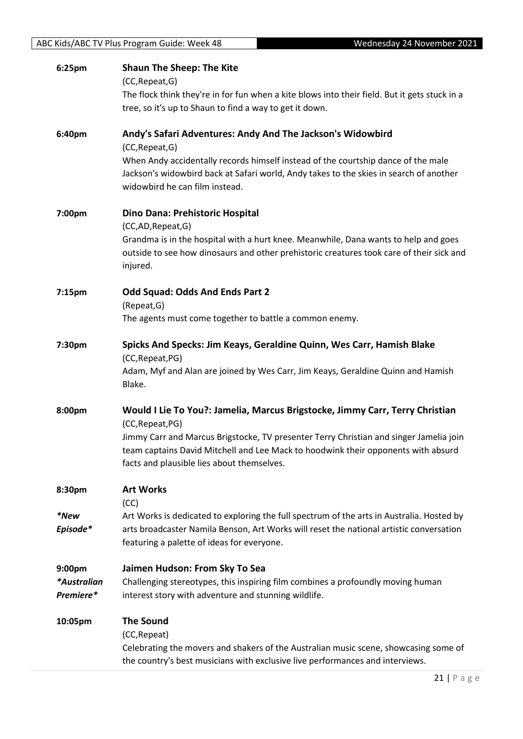**6:25pm** **Shaun The Sheep: The Kite**
(CC,Repeat,G)
The flock think they're in for fun when a kite blows into their field. But it gets stuck in a tree, so it's up to Shaun to find a way to get it down.

**6:40pm** **Andy's Safari Adventures: Andy And The Jackson's Widowbird**
(CC,Repeat,G)
When Andy accidentally records himself instead of the courtship dance of the male Jackson's widowbird back at Safari world, Andy takes to the skies in search of another widowbird he can film instead.

**7:00pm** **Dino Dana: Prehistoric Hospital**
(CC,AD,Repeat,G)
Grandma is in the hospital with a hurt knee. Meanwhile, Dana wants to help and goes outside to see how dinosaurs and other prehistoric creatures took care of their sick and injured.

**7:15pm** **Odd Squad: Odds And Ends Part 2**
(Repeat,G)
The agents must come together to battle a common enemy.

**7:30pm** **Spicks And Specks: Jim Keays, Geraldine Quinn, Wes Carr, Hamish Blake**
(CC,Repeat,PG)
Adam, Myf and Alan are joined by Wes Carr, Jim Keays, Geraldine Quinn and Hamish Blake.

**8:00pm** **Would I Lie To You?: Jamelia, Marcus Brigstocke, Jimmy Carr, Terry Christian**
(CC,Repeat,PG)
Jimmy Carr and Marcus Brigstocke, TV presenter Terry Christian and singer Jamelia join team captains David Mitchell and Lee Mack to hoodwink their opponents with absurd facts and plausible lies about themselves.

**8:30pm** **Art Works**
*\*New Episode\**
(CC)
Art Works is dedicated to exploring the full spectrum of the arts in Australia. Hosted by arts broadcaster Namila Benson, Art Works will reset the national artistic conversation featuring a palette of ideas for everyone.

**9:00pm** **Jaimen Hudson: From Sky To Sea**
*\*Australian Premiere\**
Challenging stereotypes, this inspiring film combines a profoundly moving human interest story with adventure and stunning wildlife.

**10:05pm** **The Sound**
(CC,Repeat)
Celebrating the movers and shakers of the Australian music scene, showcasing some of the country's best musicians with exclusive live performances and interviews.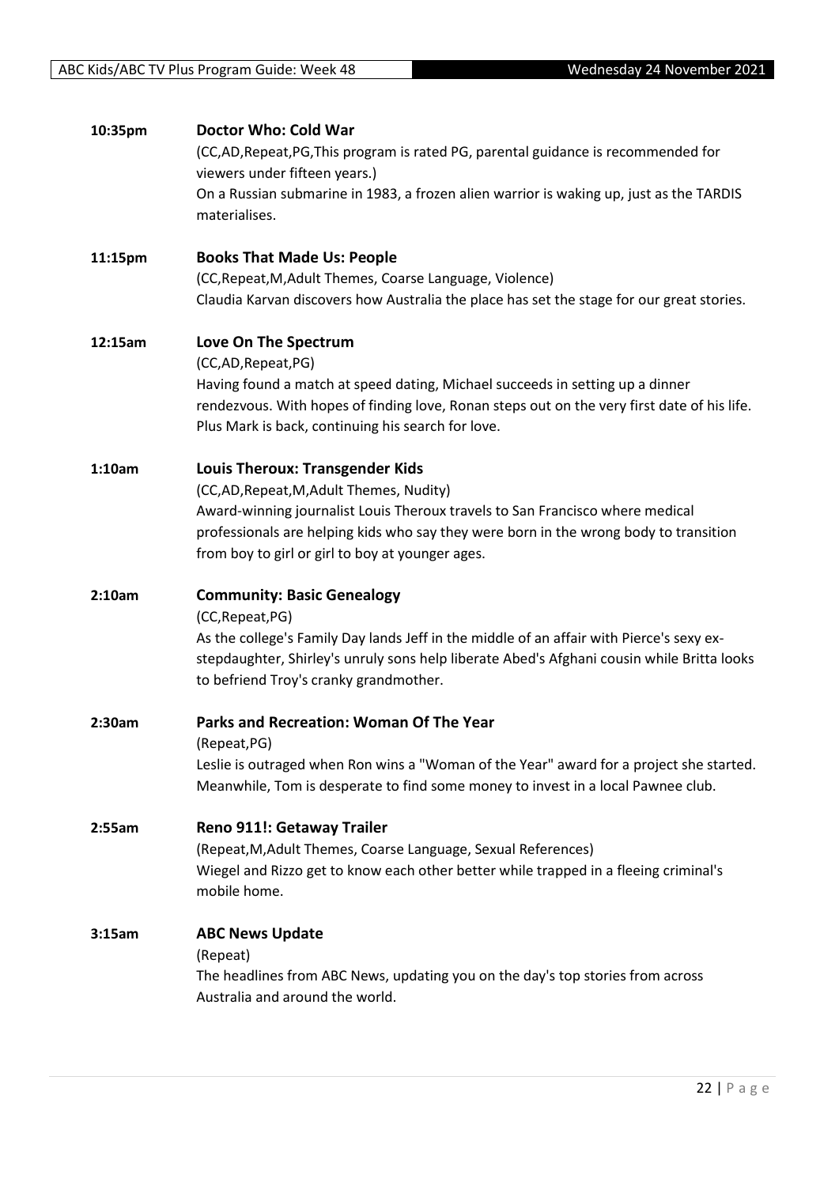**10:35pm** **Doctor Who: Cold War**

(CC,AD,Repeat,PG,This program is rated PG, parental guidance is recommended for viewers under fifteen years.)

On a Russian submarine in 1983, a frozen alien warrior is waking up, just as the TARDIS materialises.

**11:15pm** **Books That Made Us: People**

(CC,Repeat,M,Adult Themes, Coarse Language, Violence)

Claudia Karvan discovers how Australia the place has set the stage for our great stories.

**12:15am** **Love On The Spectrum**

(CC,AD,Repeat,PG)

Having found a match at speed dating, Michael succeeds in setting up a dinner rendezvous. With hopes of finding love, Ronan steps out on the very first date of his life. Plus Mark is back, continuing his search for love.

**1:10am** **Louis Theroux: Transgender Kids**

(CC,AD,Repeat,M,Adult Themes, Nudity)

Award-winning journalist Louis Theroux travels to San Francisco where medical professionals are helping kids who say they were born in the wrong body to transition from boy to girl or girl to boy at younger ages.

**2:10am** **Community: Basic Genealogy**

(CC,Repeat,PG)

As the college's Family Day lands Jeff in the middle of an affair with Pierce's sexy ex-stepdaughter, Shirley's unruly sons help liberate Abed's Afghani cousin while Britta looks to befriend Troy's cranky grandmother.

**2:30am** **Parks and Recreation: Woman Of The Year**

(Repeat,PG)

Leslie is outraged when Ron wins a "Woman of the Year" award for a project she started. Meanwhile, Tom is desperate to find some money to invest in a local Pawnee club.

**2:55am** **Reno 911!: Getaway Trailer**

(Repeat,M,Adult Themes, Coarse Language, Sexual References)

Wiegel and Rizzo get to know each other better while trapped in a fleeing criminal's mobile home.

**3:15am** **ABC News Update**

(Repeat)

The headlines from ABC News, updating you on the day's top stories from across Australia and around the world.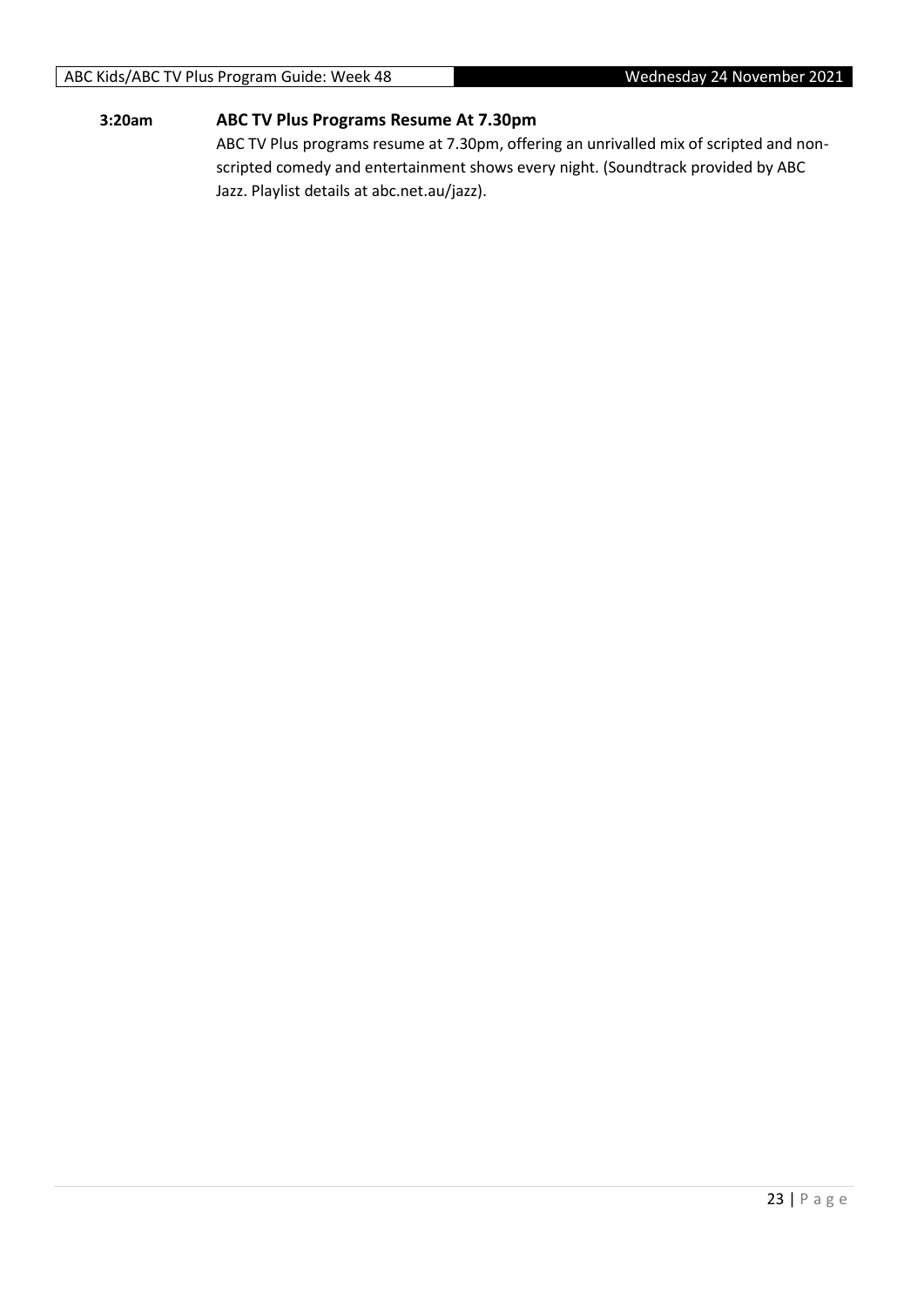**3:20am** **ABC TV Plus Programs Resume At 7.30pm**

ABC TV Plus programs resume at 7.30pm, offering an unrivalled mix of scripted and non-scripted comedy and entertainment shows every night. (Soundtrack provided by ABC Jazz. Playlist details at abc.net.au/jazz).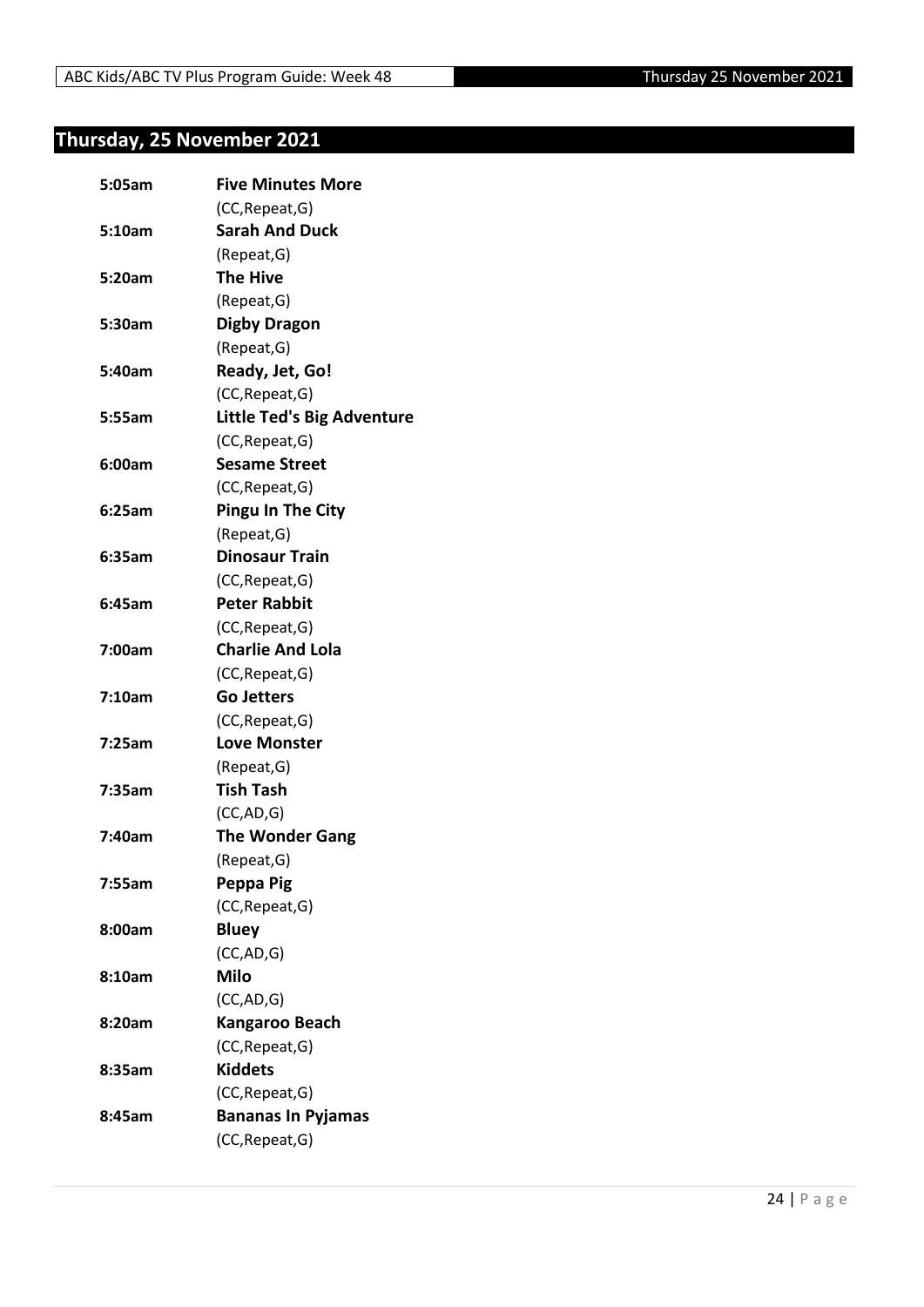## Thursday, 25 November 2021

| | |
|---|---|
| **5:05am** | **Five Minutes More** |
| | (CC,Repeat,G) |
| **5:10am** | **Sarah And Duck** |
| | (Repeat,G) |
| **5:20am** | **The Hive** |
| | (Repeat,G) |
| **5:30am** | **Digby Dragon** |
| | (Repeat,G) |
| **5:40am** | **Ready, Jet, Go!** |
| | (CC,Repeat,G) |
| **5:55am** | **Little Ted's Big Adventure** |
| | (CC,Repeat,G) |
| **6:00am** | **Sesame Street** |
| | (CC,Repeat,G) |
| **6:25am** | **Pingu In The City** |
| | (Repeat,G) |
| **6:35am** | **Dinosaur Train** |
| | (CC,Repeat,G) |
| **6:45am** | **Peter Rabbit** |
| | (CC,Repeat,G) |
| **7:00am** | **Charlie And Lola** |
| | (CC,Repeat,G) |
| **7:10am** | **Go Jetters** |
| | (CC,Repeat,G) |
| **7:25am** | **Love Monster** |
| | (Repeat,G) |
| **7:35am** | **Tish Tash** |
| | (CC,AD,G) |
| **7:40am** | **The Wonder Gang** |
| | (Repeat,G) |
| **7:55am** | **Peppa Pig** |
| | (CC,Repeat,G) |
| **8:00am** | **Bluey** |
| | (CC,AD,G) |
| **8:10am** | **Milo** |
| | (CC,AD,G) |
| **8:20am** | **Kangaroo Beach** |
| | (CC,Repeat,G) |
| **8:35am** | **Kiddets** |
| | (CC,Repeat,G) |
| **8:45am** | **Bananas In Pyjamas** |
| | (CC,Repeat,G) |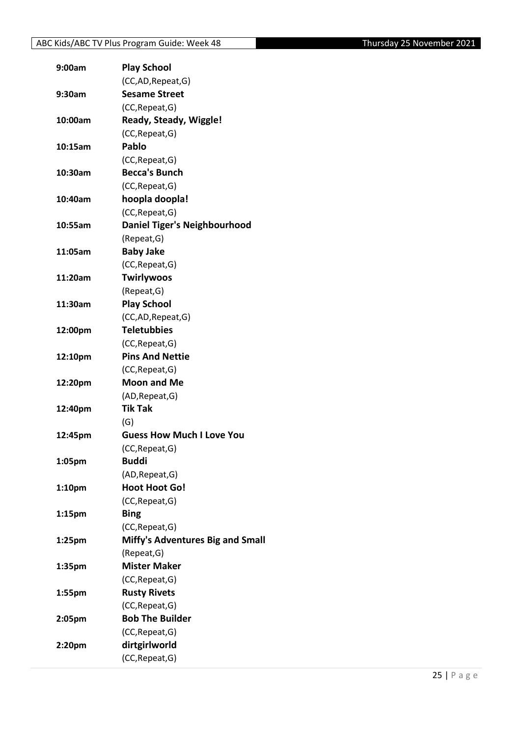| | |
|---|---|
| 9:00am | **Play School** |
| | (CC,AD,Repeat,G) |
| 9:30am | **Sesame Street** |
| | (CC,Repeat,G) |
| 10:00am | **Ready, Steady, Wiggle!** |
| | (CC,Repeat,G) |
| 10:15am | **Pablo** |
| | (CC,Repeat,G) |
| 10:30am | **Becca's Bunch** |
| | (CC,Repeat,G) |
| 10:40am | **hoopla doopla!** |
| | (CC,Repeat,G) |
| 10:55am | **Daniel Tiger's Neighbourhood** |
| | (Repeat,G) |
| 11:05am | **Baby Jake** |
| | (CC,Repeat,G) |
| 11:20am | **Twirlywoos** |
| | (Repeat,G) |
| 11:30am | **Play School** |
| | (CC,AD,Repeat,G) |
| 12:00pm | **Teletubbies** |
| | (CC,Repeat,G) |
| 12:10pm | **Pins And Nettie** |
| | (CC,Repeat,G) |
| 12:20pm | **Moon and Me** |
| | (AD,Repeat,G) |
| 12:40pm | **Tik Tak** |
| | (G) |
| 12:45pm | **Guess How Much I Love You** |
| | (CC,Repeat,G) |
| 1:05pm | **Buddi** |
| | (AD,Repeat,G) |
| 1:10pm | **Hoot Hoot Go!** |
| | (CC,Repeat,G) |
| 1:15pm | **Bing** |
| | (CC,Repeat,G) |
| 1:25pm | **Miffy's Adventures Big and Small** |
| | (Repeat,G) |
| 1:35pm | **Mister Maker** |
| | (CC,Repeat,G) |
| 1:55pm | **Rusty Rivets** |
| | (CC,Repeat,G) |
| 2:05pm | **Bob The Builder** |
| | (CC,Repeat,G) |
| 2:20pm | **dirtgirlworld** |
| | (CC,Repeat,G) |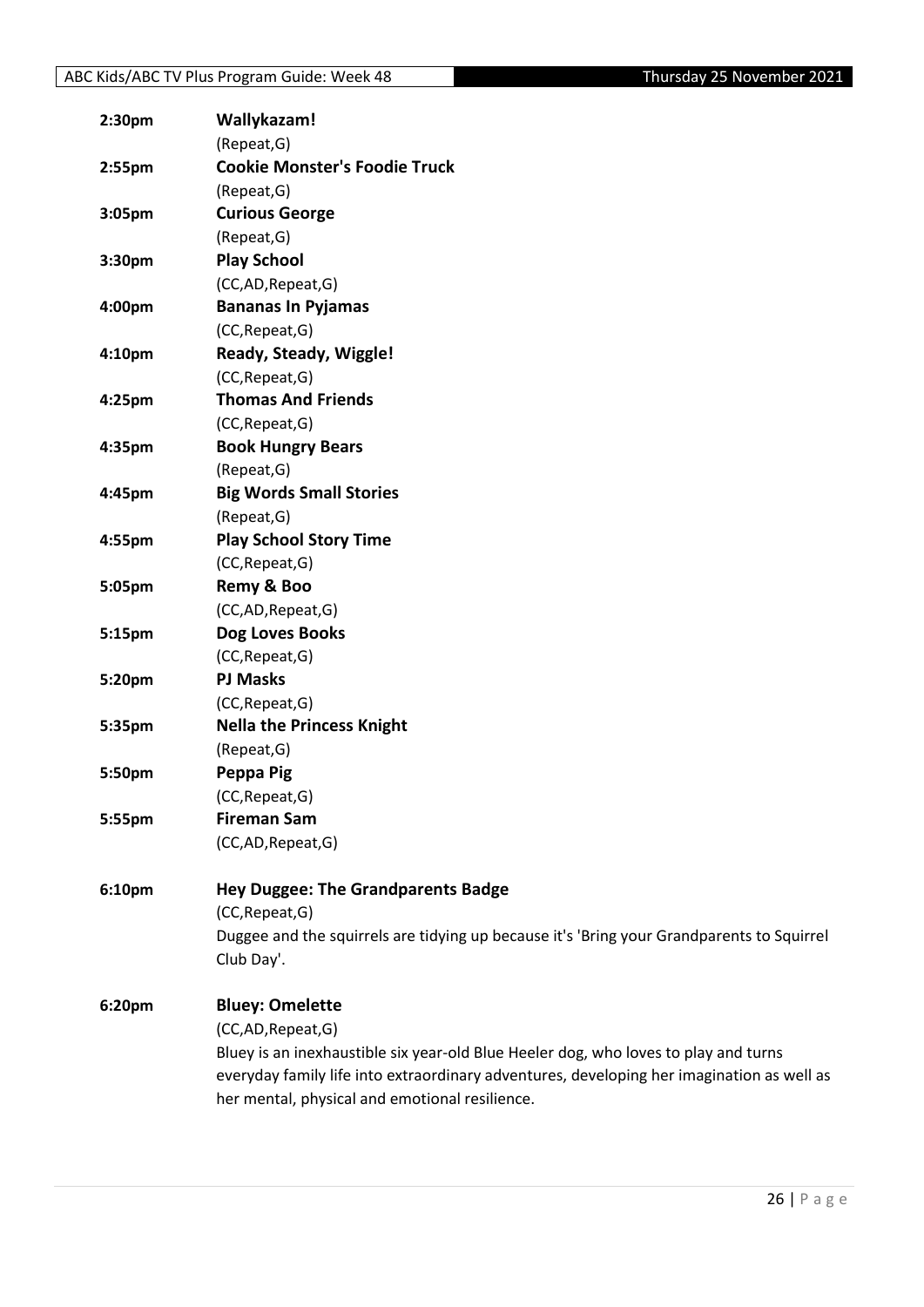**2:30pm** **Wallykazam!**
(Repeat,G)

**2:55pm** **Cookie Monster's Foodie Truck**
(Repeat,G)

**3:05pm** **Curious George**
(Repeat,G)

**3:30pm** **Play School**
(CC,AD,Repeat,G)

**4:00pm** **Bananas In Pyjamas**
(CC,Repeat,G)

**4:10pm** **Ready, Steady, Wiggle!**
(CC,Repeat,G)

**4:25pm** **Thomas And Friends**
(CC,Repeat,G)

**4:35pm** **Book Hungry Bears**
(Repeat,G)

**4:45pm** **Big Words Small Stories**
(Repeat,G)

**4:55pm** **Play School Story Time**
(CC,Repeat,G)

**5:05pm** **Remy & Boo**
(CC,AD,Repeat,G)

**5:15pm** **Dog Loves Books**
(CC,Repeat,G)

**5:20pm** **PJ Masks**
(CC,Repeat,G)

**5:35pm** **Nella the Princess Knight**
(Repeat,G)

**5:50pm** **Peppa Pig**
(CC,Repeat,G)

**5:55pm** **Fireman Sam**
(CC,AD,Repeat,G)

**6:10pm** **Hey Duggee: The Grandparents Badge**
(CC,Repeat,G)
Duggee and the squirrels are tidying up because it's 'Bring your Grandparents to Squirrel Club Day'.

**6:20pm** **Bluey: Omelette**
(CC,AD,Repeat,G)
Bluey is an inexhaustible six year-old Blue Heeler dog, who loves to play and turns everyday family life into extraordinary adventures, developing her imagination as well as her mental, physical and emotional resilience.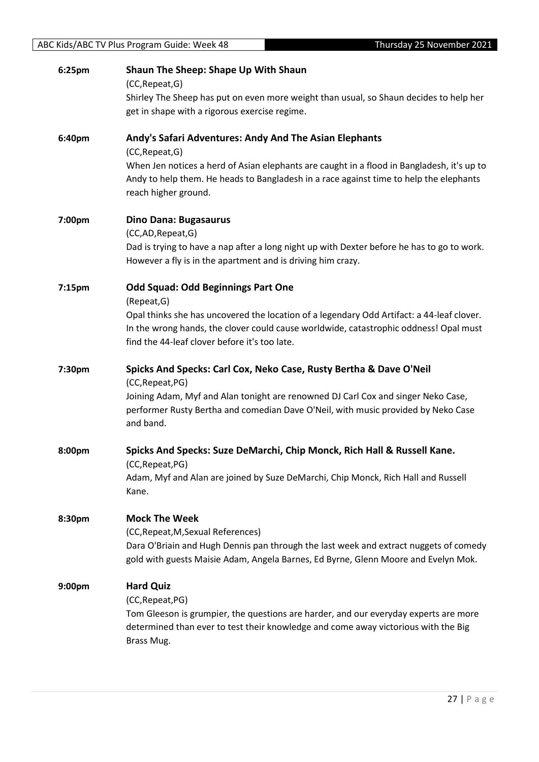**6:25pm** **Shaun The Sheep: Shape Up With Shaun**
(CC,Repeat,G)
Shirley The Sheep has put on even more weight than usual, so Shaun decides to help her get in shape with a rigorous exercise regime.

**6:40pm** **Andy's Safari Adventures: Andy And The Asian Elephants**
(CC,Repeat,G)
When Jen notices a herd of Asian elephants are caught in a flood in Bangladesh, it's up to Andy to help them. He heads to Bangladesh in a race against time to help the elephants reach higher ground.

**7:00pm** **Dino Dana: Bugasaurus**
(CC,AD,Repeat,G)
Dad is trying to have a nap after a long night up with Dexter before he has to go to work. However a fly is in the apartment and is driving him crazy.

**7:15pm** **Odd Squad: Odd Beginnings Part One**
(Repeat,G)
Opal thinks she has uncovered the location of a legendary Odd Artifact: a 44-leaf clover. In the wrong hands, the clover could cause worldwide, catastrophic oddness! Opal must find the 44-leaf clover before it's too late.

**7:30pm** **Spicks And Specks: Carl Cox, Neko Case, Rusty Bertha & Dave O'Neil**
(CC,Repeat,PG)
Joining Adam, Myf and Alan tonight are renowned DJ Carl Cox and singer Neko Case, performer Rusty Bertha and comedian Dave O'Neil, with music provided by Neko Case and band.

**8:00pm** **Spicks And Specks: Suze DeMarchi, Chip Monck, Rich Hall & Russell Kane.**
(CC,Repeat,PG)
Adam, Myf and Alan are joined by Suze DeMarchi, Chip Monck, Rich Hall and Russell Kane.

**8:30pm** **Mock The Week**
(CC,Repeat,M,Sexual References)
Dara O'Briain and Hugh Dennis pan through the last week and extract nuggets of comedy gold with guests Maisie Adam, Angela Barnes, Ed Byrne, Glenn Moore and Evelyn Mok.

**9:00pm** **Hard Quiz**
(CC,Repeat,PG)
Tom Gleeson is grumpier, the questions are harder, and our everyday experts are more determined than ever to test their knowledge and come away victorious with the Big Brass Mug.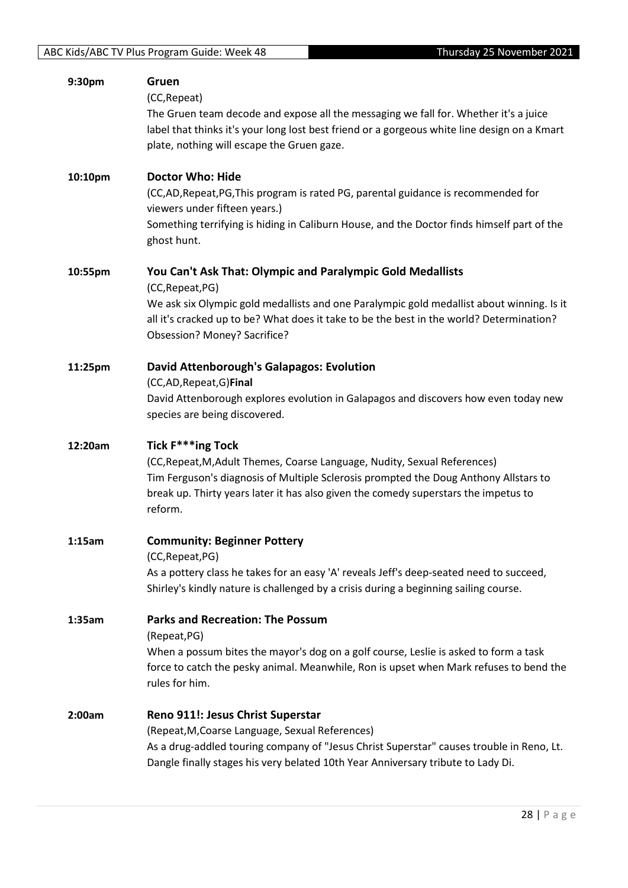**9:30pm** **Gruen**

(CC,Repeat)

The Gruen team decode and expose all the messaging we fall for. Whether it's a juice label that thinks it's your long lost best friend or a gorgeous white line design on a Kmart plate, nothing will escape the Gruen gaze.

**10:10pm** **Doctor Who: Hide**

(CC,AD,Repeat,PG,This program is rated PG, parental guidance is recommended for viewers under fifteen years.)

Something terrifying is hiding in Caliburn House, and the Doctor finds himself part of the ghost hunt.

**10:55pm** **You Can't Ask That: Olympic and Paralympic Gold Medallists**

(CC,Repeat,PG)

We ask six Olympic gold medallists and one Paralympic gold medallist about winning. Is it all it's cracked up to be? What does it take to be the best in the world? Determination? Obsession? Money? Sacrifice?

**11:25pm** **David Attenborough's Galapagos: Evolution**

(CC,AD,Repeat,G)**Final**

David Attenborough explores evolution in Galapagos and discovers how even today new species are being discovered.

**12:20am** **Tick F***ing Tock**

(CC,Repeat,M,Adult Themes, Coarse Language, Nudity, Sexual References)

Tim Ferguson's diagnosis of Multiple Sclerosis prompted the Doug Anthony Allstars to break up. Thirty years later it has also given the comedy superstars the impetus to reform.

**1:15am** **Community: Beginner Pottery**

(CC,Repeat,PG)

As a pottery class he takes for an easy 'A' reveals Jeff's deep-seated need to succeed, Shirley's kindly nature is challenged by a crisis during a beginning sailing course.

**1:35am** **Parks and Recreation: The Possum**

(Repeat,PG)

When a possum bites the mayor's dog on a golf course, Leslie is asked to form a task force to catch the pesky animal. Meanwhile, Ron is upset when Mark refuses to bend the rules for him.

**2:00am** **Reno 911!: Jesus Christ Superstar**

(Repeat,M,Coarse Language, Sexual References)

As a drug-addled touring company of "Jesus Christ Superstar" causes trouble in Reno, Lt. Dangle finally stages his very belated 10th Year Anniversary tribute to Lady Di.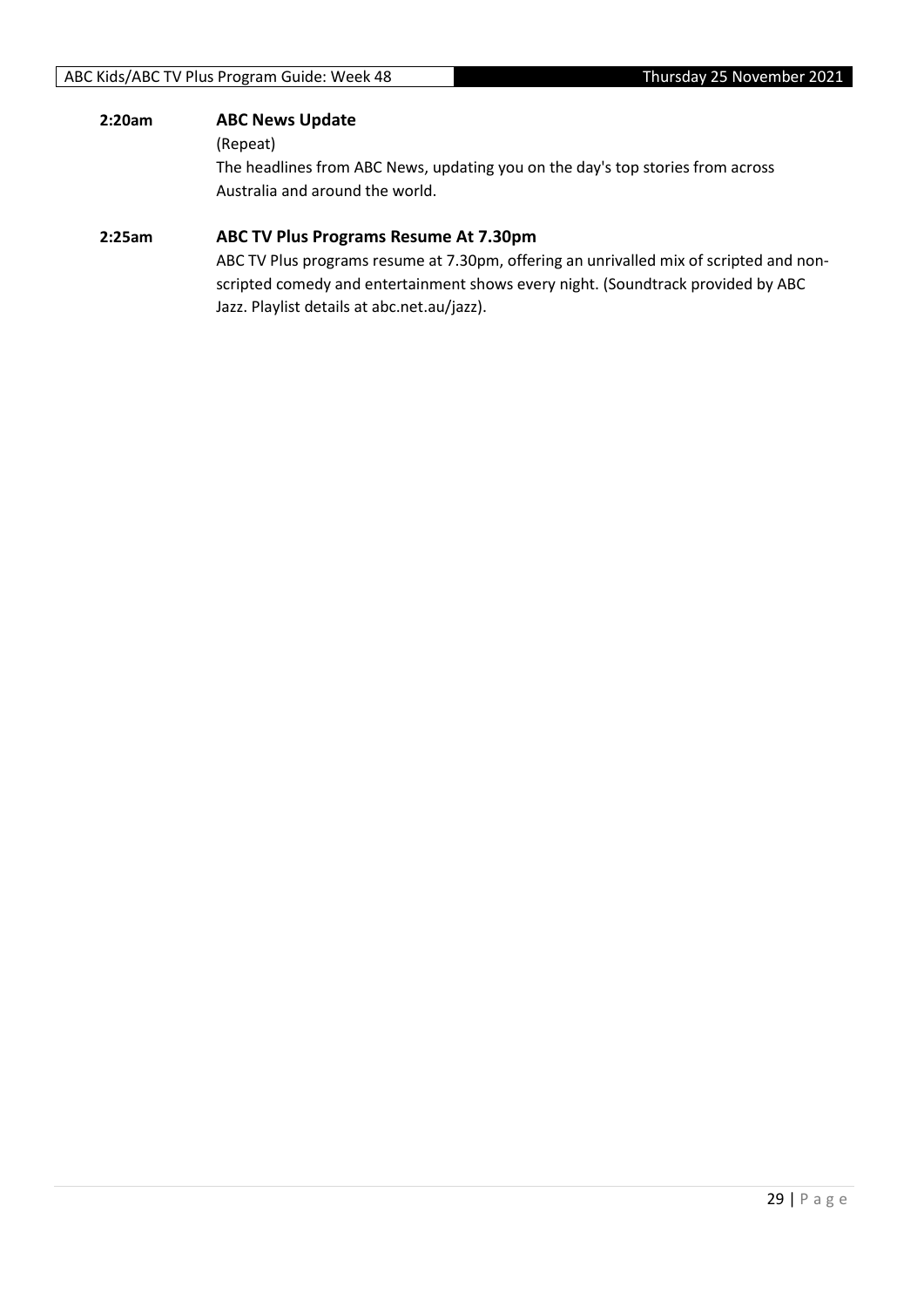**2:20am** **ABC News Update**

(Repeat)

The headlines from ABC News, updating you on the day's top stories from across Australia and around the world.

**2:25am** **ABC TV Plus Programs Resume At 7.30pm**

ABC TV Plus programs resume at 7.30pm, offering an unrivalled mix of scripted and non-scripted comedy and entertainment shows every night. (Soundtrack provided by ABC Jazz. Playlist details at abc.net.au/jazz).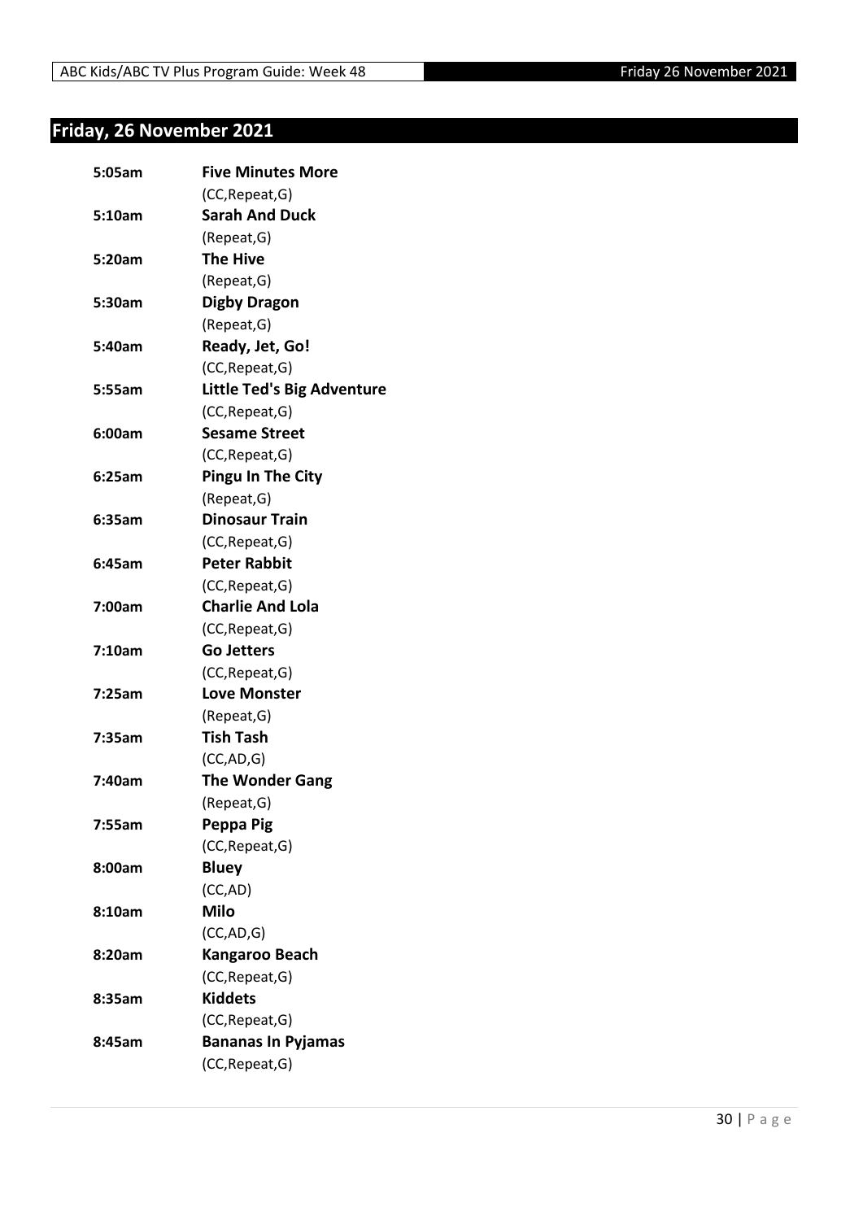## Friday, 26 November 2021

| | |
|---|---|
| **5:05am** | **Five Minutes More** |
| | (CC,Repeat,G) |
| **5:10am** | **Sarah And Duck** |
| | (Repeat,G) |
| **5:20am** | **The Hive** |
| | (Repeat,G) |
| **5:30am** | **Digby Dragon** |
| | (Repeat,G) |
| **5:40am** | **Ready, Jet, Go!** |
| | (CC,Repeat,G) |
| **5:55am** | **Little Ted's Big Adventure** |
| | (CC,Repeat,G) |
| **6:00am** | **Sesame Street** |
| | (CC,Repeat,G) |
| **6:25am** | **Pingu In The City** |
| | (Repeat,G) |
| **6:35am** | **Dinosaur Train** |
| | (CC,Repeat,G) |
| **6:45am** | **Peter Rabbit** |
| | (CC,Repeat,G) |
| **7:00am** | **Charlie And Lola** |
| | (CC,Repeat,G) |
| **7:10am** | **Go Jetters** |
| | (CC,Repeat,G) |
| **7:25am** | **Love Monster** |
| | (Repeat,G) |
| **7:35am** | **Tish Tash** |
| | (CC,AD,G) |
| **7:40am** | **The Wonder Gang** |
| | (Repeat,G) |
| **7:55am** | **Peppa Pig** |
| | (CC,Repeat,G) |
| **8:00am** | **Bluey** |
| | (CC,AD) |
| **8:10am** | **Milo** |
| | (CC,AD,G) |
| **8:20am** | **Kangaroo Beach** |
| | (CC,Repeat,G) |
| **8:35am** | **Kiddets** |
| | (CC,Repeat,G) |
| **8:45am** | **Bananas In Pyjamas** |
| | (CC,Repeat,G) |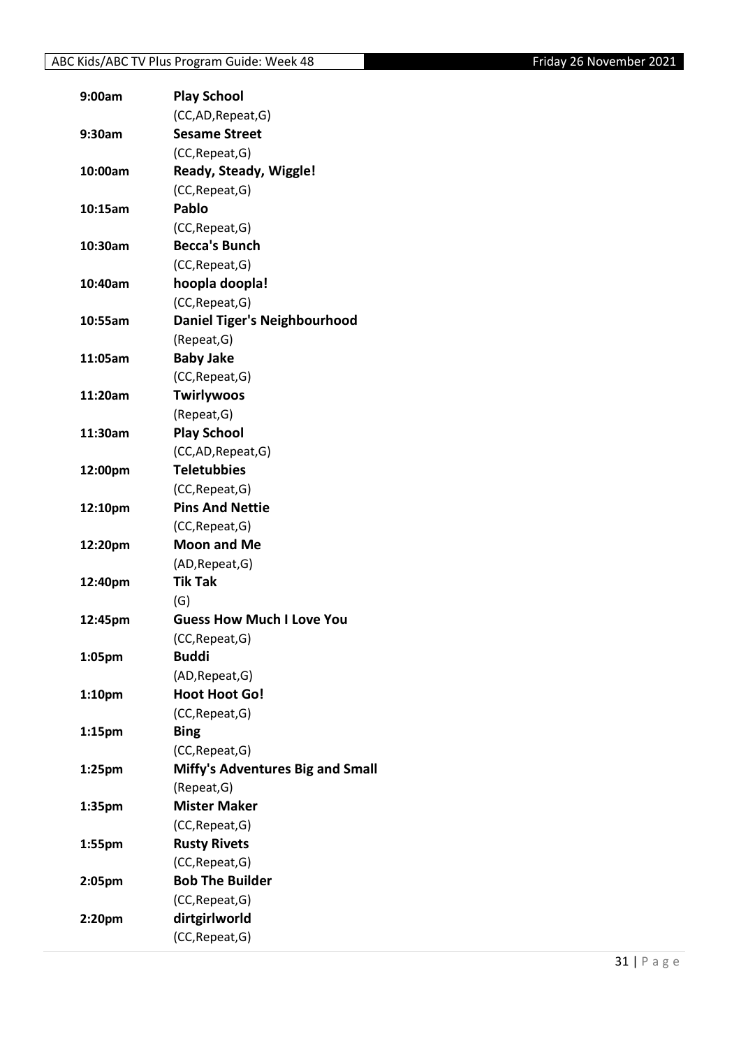| Time | Program |
| --- | --- |
| 9:00am | **Play School** (CC,AD,Repeat,G) |
| 9:30am | **Sesame Street** (CC,Repeat,G) |
| 10:00am | **Ready, Steady, Wiggle!** (CC,Repeat,G) |
| 10:15am | **Pablo** (CC,Repeat,G) |
| 10:30am | **Becca's Bunch** (CC,Repeat,G) |
| 10:40am | **hoopla doopla!** (CC,Repeat,G) |
| 10:55am | **Daniel Tiger's Neighbourhood** (Repeat,G) |
| 11:05am | **Baby Jake** (CC,Repeat,G) |
| 11:20am | **Twirlywoos** (Repeat,G) |
| 11:30am | **Play School** (CC,AD,Repeat,G) |
| 12:00pm | **Teletubbies** (CC,Repeat,G) |
| 12:10pm | **Pins And Nettie** (CC,Repeat,G) |
| 12:20pm | **Moon and Me** (AD,Repeat,G) |
| 12:40pm | **Tik Tak** (G) |
| 12:45pm | **Guess How Much I Love You** (CC,Repeat,G) |
| 1:05pm | **Buddi** (AD,Repeat,G) |
| 1:10pm | **Hoot Hoot Go!** (CC,Repeat,G) |
| 1:15pm | **Bing** (CC,Repeat,G) |
| 1:25pm | **Miffy's Adventures Big and Small** (Repeat,G) |
| 1:35pm | **Mister Maker** (CC,Repeat,G) |
| 1:55pm | **Rusty Rivets** (CC,Repeat,G) |
| 2:05pm | **Bob The Builder** (CC,Repeat,G) |
| 2:20pm | **dirtgirlworld** (CC,Repeat,G) |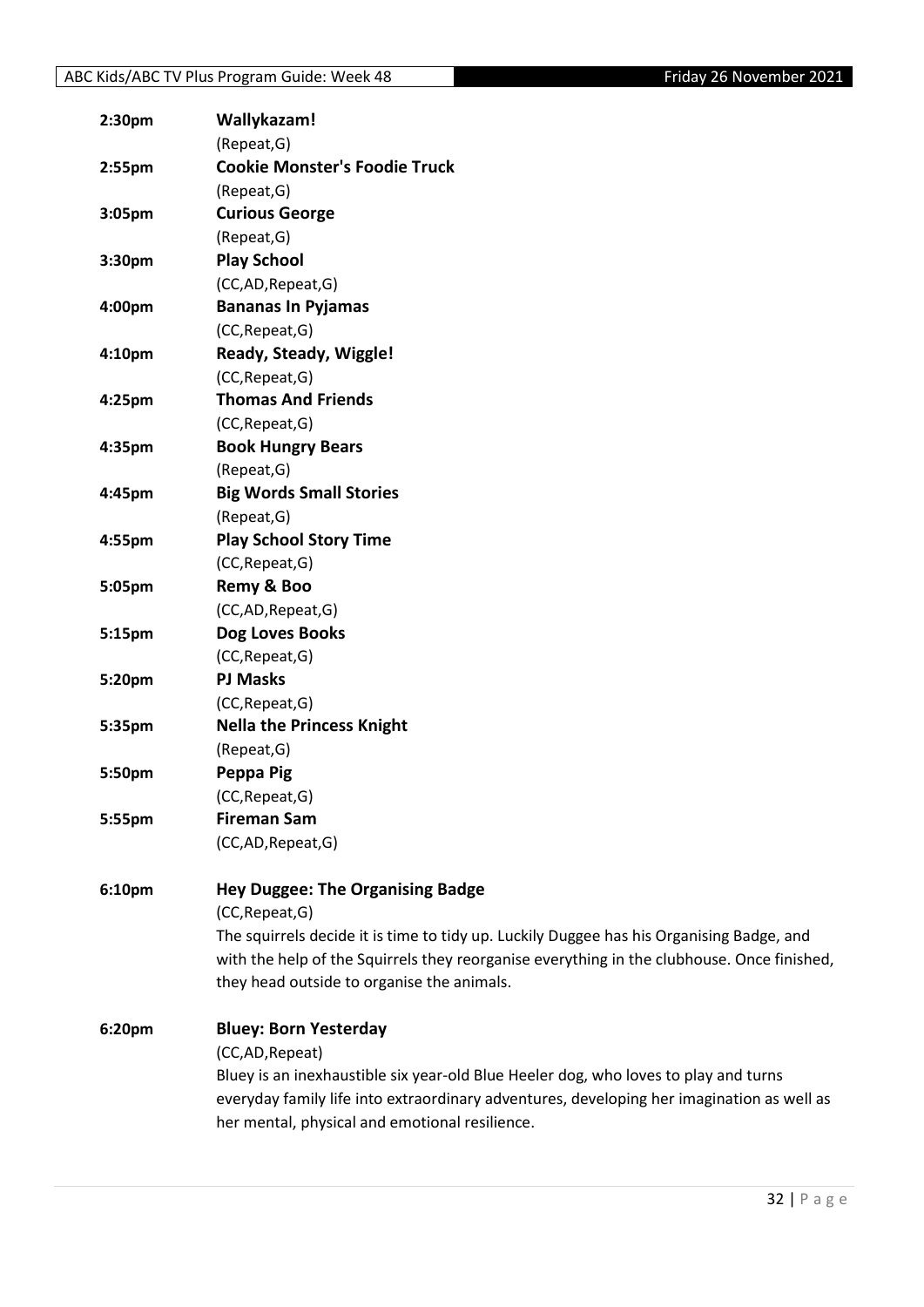| | |
|---|---|
| **2:30pm** | **Wallykazam!** |
| | (Repeat,G) |
| **2:55pm** | **Cookie Monster's Foodie Truck** |
| | (Repeat,G) |
| **3:05pm** | **Curious George** |
| | (Repeat,G) |
| **3:30pm** | **Play School** |
| | (CC,AD,Repeat,G) |
| **4:00pm** | **Bananas In Pyjamas** |
| | (CC,Repeat,G) |
| **4:10pm** | **Ready, Steady, Wiggle!** |
| | (CC,Repeat,G) |
| **4:25pm** | **Thomas And Friends** |
| | (CC,Repeat,G) |
| **4:35pm** | **Book Hungry Bears** |
| | (Repeat,G) |
| **4:45pm** | **Big Words Small Stories** |
| | (Repeat,G) |
| **4:55pm** | **Play School Story Time** |
| | (CC,Repeat,G) |
| **5:05pm** | **Remy & Boo** |
| | (CC,AD,Repeat,G) |
| **5:15pm** | **Dog Loves Books** |
| | (CC,Repeat,G) |
| **5:20pm** | **PJ Masks** |
| | (CC,Repeat,G) |
| **5:35pm** | **Nella the Princess Knight** |
| | (Repeat,G) |
| **5:50pm** | **Peppa Pig** |
| | (CC,Repeat,G) |
| **5:55pm** | **Fireman Sam** |
| | (CC,AD,Repeat,G) |

**6:10pm** **Hey Duggee: The Organising Badge**

(CC,Repeat,G)

The squirrels decide it is time to tidy up. Luckily Duggee has his Organising Badge, and with the help of the Squirrels they reorganise everything in the clubhouse. Once finished, they head outside to organise the animals.

**6:20pm** **Bluey: Born Yesterday**

(CC,AD,Repeat)

Bluey is an inexhaustible six year-old Blue Heeler dog, who loves to play and turns everyday family life into extraordinary adventures, developing her imagination as well as her mental, physical and emotional resilience.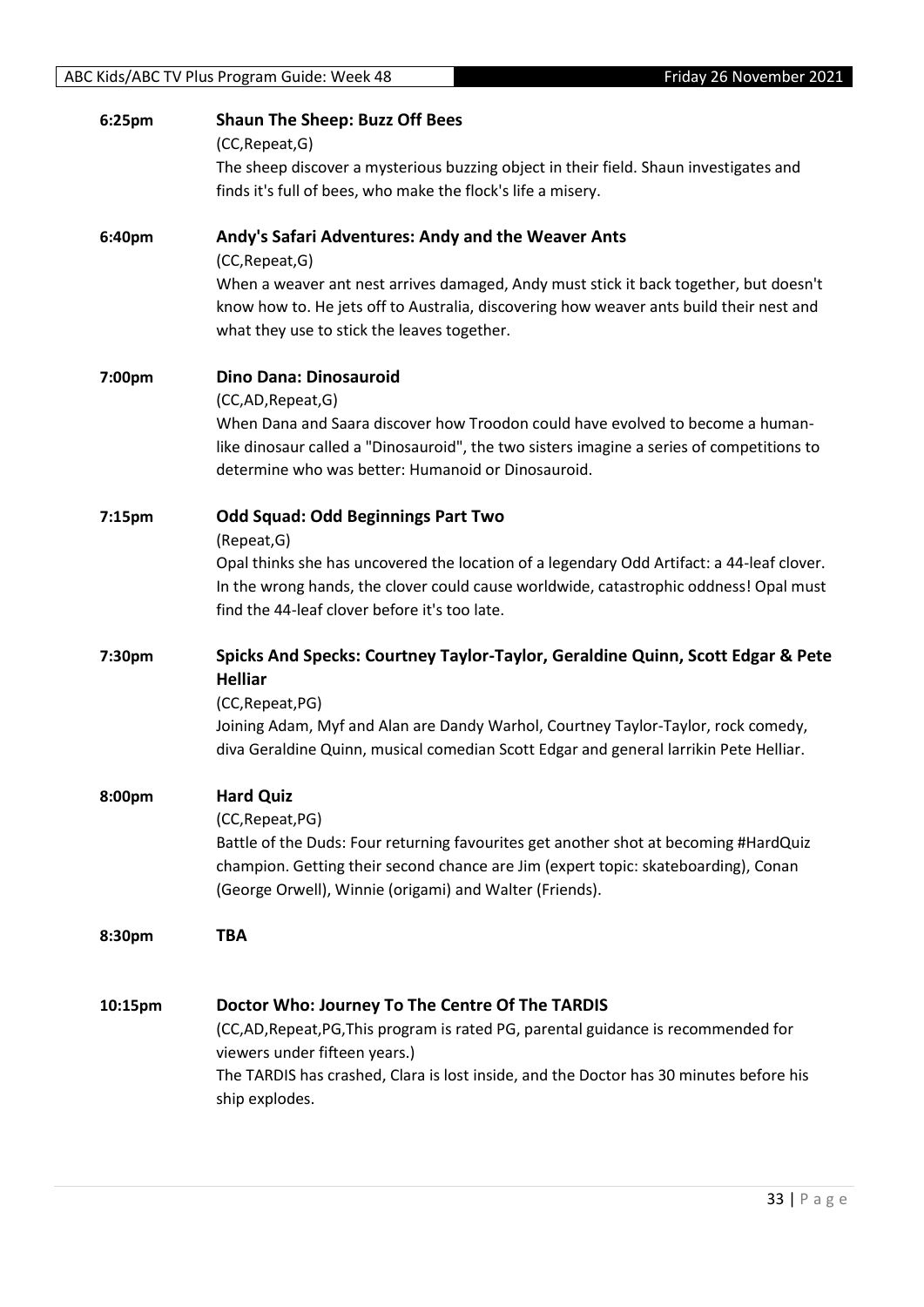**6:25pm** **Shaun The Sheep: Buzz Off Bees**

(CC,Repeat,G)

The sheep discover a mysterious buzzing object in their field. Shaun investigates and finds it's full of bees, who make the flock's life a misery.

**6:40pm** **Andy's Safari Adventures: Andy and the Weaver Ants**

(CC,Repeat,G)

When a weaver ant nest arrives damaged, Andy must stick it back together, but doesn't know how to. He jets off to Australia, discovering how weaver ants build their nest and what they use to stick the leaves together.

**7:00pm** **Dino Dana: Dinosauroid**

(CC,AD,Repeat,G)

When Dana and Saara discover how Troodon could have evolved to become a human-like dinosaur called a "Dinosauroid", the two sisters imagine a series of competitions to determine who was better: Humanoid or Dinosauroid.

**7:15pm** **Odd Squad: Odd Beginnings Part Two**

(Repeat,G)

Opal thinks she has uncovered the location of a legendary Odd Artifact: a 44-leaf clover. In the wrong hands, the clover could cause worldwide, catastrophic oddness! Opal must find the 44-leaf clover before it's too late.

**7:30pm** **Spicks And Specks: Courtney Taylor-Taylor, Geraldine Quinn, Scott Edgar & Pete Helliar**

(CC,Repeat,PG)

Joining Adam, Myf and Alan are Dandy Warhol, Courtney Taylor-Taylor, rock comedy, diva Geraldine Quinn, musical comedian Scott Edgar and general larrikin Pete Helliar.

**8:00pm** **Hard Quiz**

(CC,Repeat,PG)

Battle of the Duds: Four returning favourites get another shot at becoming #HardQuiz champion. Getting their second chance are Jim (expert topic: skateboarding), Conan (George Orwell), Winnie (origami) and Walter (Friends).

**8:30pm** **TBA**

**10:15pm** **Doctor Who: Journey To The Centre Of The TARDIS**

(CC,AD,Repeat,PG,This program is rated PG, parental guidance is recommended for viewers under fifteen years.)

The TARDIS has crashed, Clara is lost inside, and the Doctor has 30 minutes before his ship explodes.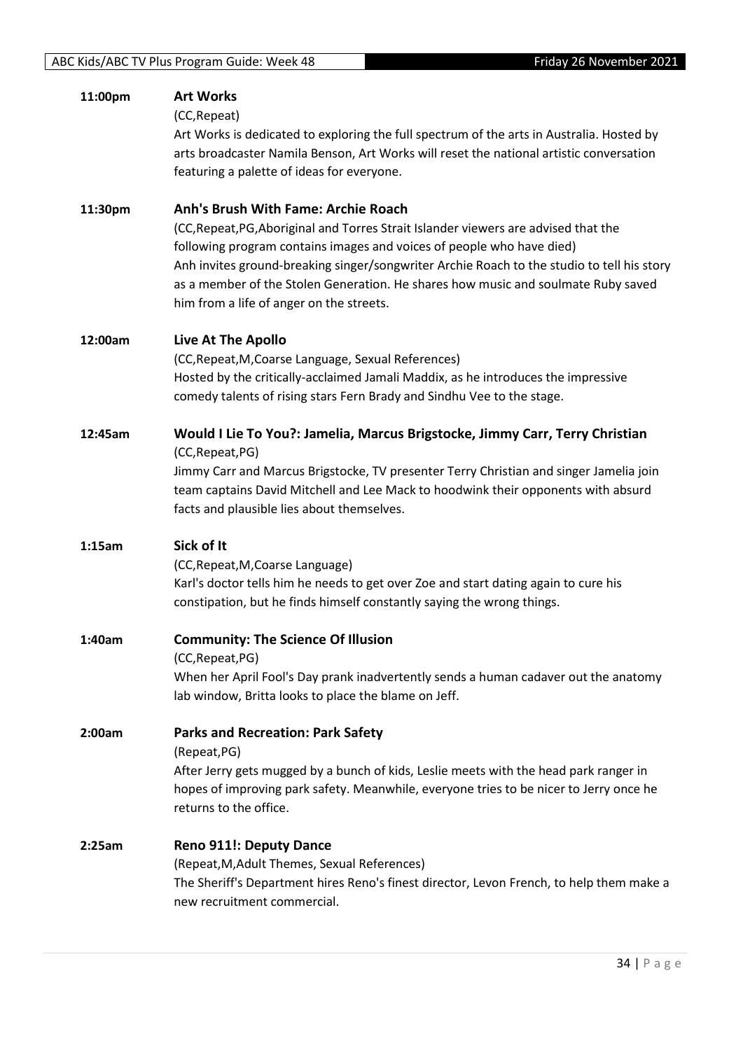**11:00pm** **Art Works**

(CC,Repeat)

Art Works is dedicated to exploring the full spectrum of the arts in Australia. Hosted by arts broadcaster Namila Benson, Art Works will reset the national artistic conversation featuring a palette of ideas for everyone.

**11:30pm** **Anh's Brush With Fame: Archie Roach**

(CC,Repeat,PG,Aboriginal and Torres Strait Islander viewers are advised that the following program contains images and voices of people who have died)

Anh invites ground-breaking singer/songwriter Archie Roach to the studio to tell his story as a member of the Stolen Generation. He shares how music and soulmate Ruby saved him from a life of anger on the streets.

**12:00am** **Live At The Apollo**

(CC,Repeat,M,Coarse Language, Sexual References)

Hosted by the critically-acclaimed Jamali Maddix, as he introduces the impressive comedy talents of rising stars Fern Brady and Sindhu Vee to the stage.

**12:45am** **Would I Lie To You?: Jamelia, Marcus Brigstocke, Jimmy Carr, Terry Christian**

(CC,Repeat,PG)

Jimmy Carr and Marcus Brigstocke, TV presenter Terry Christian and singer Jamelia join team captains David Mitchell and Lee Mack to hoodwink their opponents with absurd facts and plausible lies about themselves.

**1:15am** **Sick of It**

(CC,Repeat,M,Coarse Language)

Karl's doctor tells him he needs to get over Zoe and start dating again to cure his constipation, but he finds himself constantly saying the wrong things.

**1:40am** **Community: The Science Of Illusion**

(CC,Repeat,PG)

When her April Fool's Day prank inadvertently sends a human cadaver out the anatomy lab window, Britta looks to place the blame on Jeff.

**2:00am** **Parks and Recreation: Park Safety**

(Repeat,PG)

After Jerry gets mugged by a bunch of kids, Leslie meets with the head park ranger in hopes of improving park safety. Meanwhile, everyone tries to be nicer to Jerry once he returns to the office.

**2:25am** **Reno 911!: Deputy Dance**

(Repeat,M,Adult Themes, Sexual References)

The Sheriff's Department hires Reno's finest director, Levon French, to help them make a new recruitment commercial.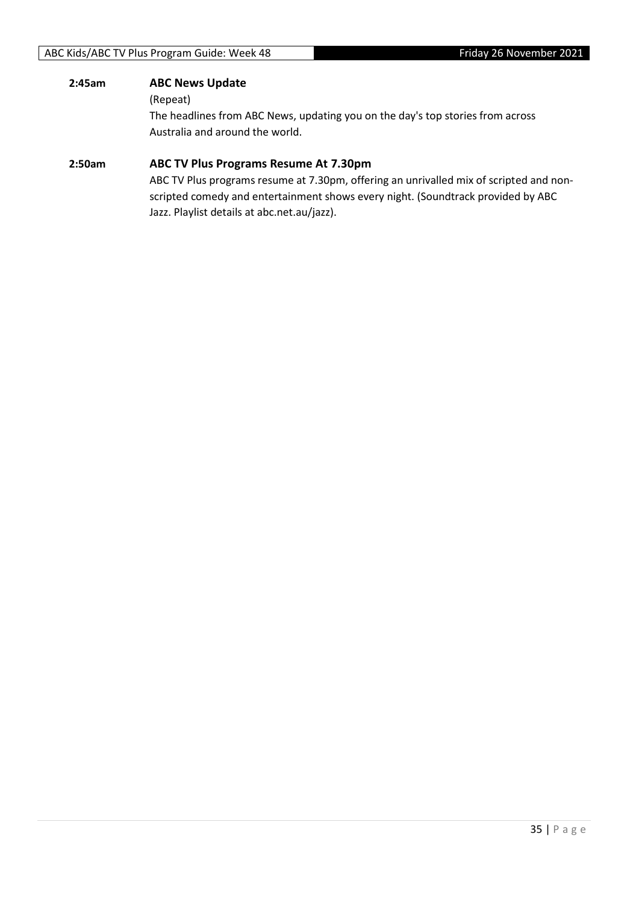**2:45am** **ABC News Update**

(Repeat)

The headlines from ABC News, updating you on the day's top stories from across Australia and around the world.

**2:50am** **ABC TV Plus Programs Resume At 7.30pm**

ABC TV Plus programs resume at 7.30pm, offering an unrivalled mix of scripted and non-scripted comedy and entertainment shows every night. (Soundtrack provided by ABC Jazz. Playlist details at abc.net.au/jazz).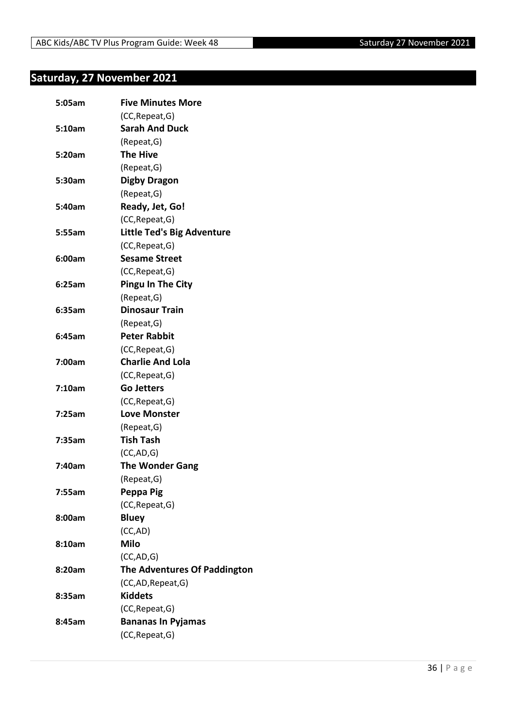## Saturday, 27 November 2021

**5:05am** **Five Minutes More**
(CC,Repeat,G)

**5:10am** **Sarah And Duck**
(Repeat,G)

**5:20am** **The Hive**
(Repeat,G)

**5:30am** **Digby Dragon**
(Repeat,G)

**5:40am** **Ready, Jet, Go!**
(CC,Repeat,G)

**5:55am** **Little Ted's Big Adventure**
(CC,Repeat,G)

**6:00am** **Sesame Street**
(CC,Repeat,G)

**6:25am** **Pingu In The City**
(Repeat,G)

**6:35am** **Dinosaur Train**
(Repeat,G)

**6:45am** **Peter Rabbit**
(CC,Repeat,G)

**7:00am** **Charlie And Lola**
(CC,Repeat,G)

**7:10am** **Go Jetters**
(CC,Repeat,G)

**7:25am** **Love Monster**
(Repeat,G)

**7:35am** **Tish Tash**
(CC,AD,G)

**7:40am** **The Wonder Gang**
(Repeat,G)

**7:55am** **Peppa Pig**
(CC,Repeat,G)

**8:00am** **Bluey**
(CC,AD)

**8:10am** **Milo**
(CC,AD,G)

**8:20am** **The Adventures Of Paddington**
(CC,AD,Repeat,G)

**8:35am** **Kiddets**
(CC,Repeat,G)

**8:45am** **Bananas In Pyjamas**
(CC,Repeat,G)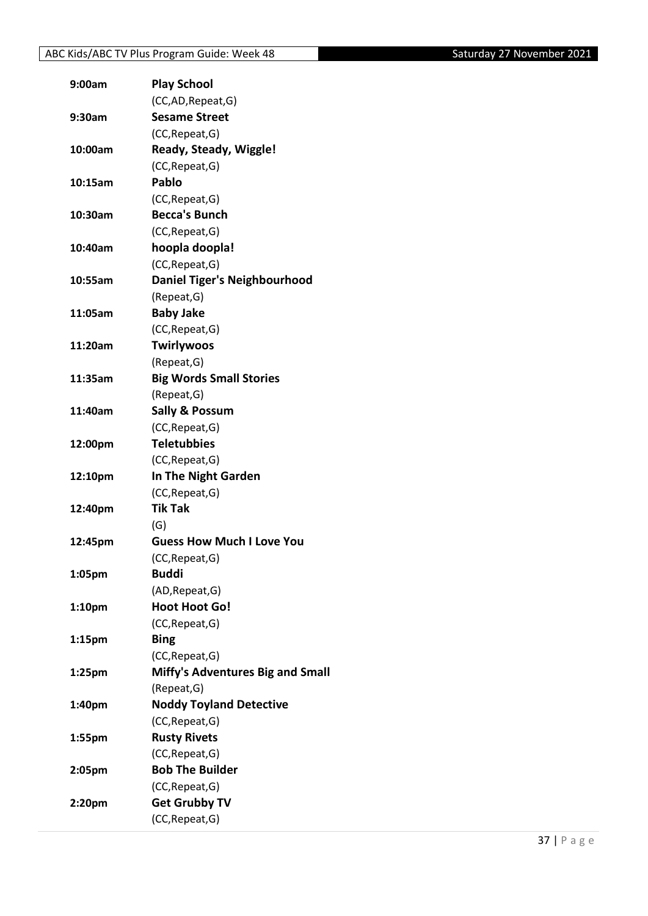| | |
|---|---|
| **9:00am** | **Play School** |
| | (CC,AD,Repeat,G) |
| **9:30am** | **Sesame Street** |
| | (CC,Repeat,G) |
| **10:00am** | **Ready, Steady, Wiggle!** |
| | (CC,Repeat,G) |
| **10:15am** | **Pablo** |
| | (CC,Repeat,G) |
| **10:30am** | **Becca's Bunch** |
| | (CC,Repeat,G) |
| **10:40am** | **hoopla doopla!** |
| | (CC,Repeat,G) |
| **10:55am** | **Daniel Tiger's Neighbourhood** |
| | (Repeat,G) |
| **11:05am** | **Baby Jake** |
| | (CC,Repeat,G) |
| **11:20am** | **Twirlywoos** |
| | (Repeat,G) |
| **11:35am** | **Big Words Small Stories** |
| | (Repeat,G) |
| **11:40am** | **Sally & Possum** |
| | (CC,Repeat,G) |
| **12:00pm** | **Teletubbies** |
| | (CC,Repeat,G) |
| **12:10pm** | **In The Night Garden** |
| | (CC,Repeat,G) |
| **12:40pm** | **Tik Tak** |
| | (G) |
| **12:45pm** | **Guess How Much I Love You** |
| | (CC,Repeat,G) |
| **1:05pm** | **Buddi** |
| | (AD,Repeat,G) |
| **1:10pm** | **Hoot Hoot Go!** |
| | (CC,Repeat,G) |
| **1:15pm** | **Bing** |
| | (CC,Repeat,G) |
| **1:25pm** | **Miffy's Adventures Big and Small** |
| | (Repeat,G) |
| **1:40pm** | **Noddy Toyland Detective** |
| | (CC,Repeat,G) |
| **1:55pm** | **Rusty Rivets** |
| | (CC,Repeat,G) |
| **2:05pm** | **Bob The Builder** |
| | (CC,Repeat,G) |
| **2:20pm** | **Get Grubby TV** |
| | (CC,Repeat,G) |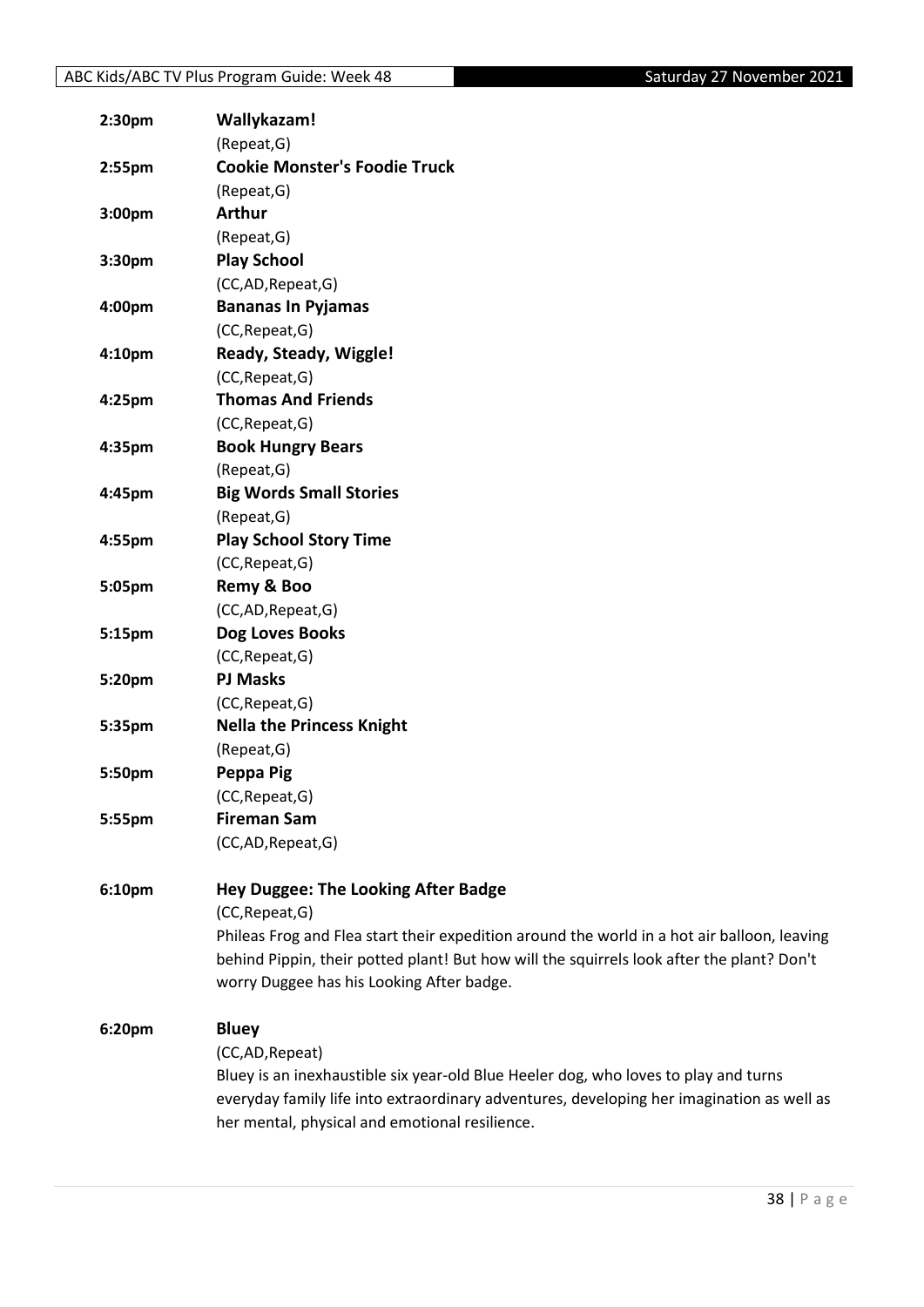| | |
|---|---|
| **2:30pm** | **Wallykazam!**<br>(Repeat,G) |
| **2:55pm** | **Cookie Monster's Foodie Truck**<br>(Repeat,G) |
| **3:00pm** | **Arthur**<br>(Repeat,G) |
| **3:30pm** | **Play School**<br>(CC,AD,Repeat,G) |
| **4:00pm** | **Bananas In Pyjamas**<br>(CC,Repeat,G) |
| **4:10pm** | **Ready, Steady, Wiggle!**<br>(CC,Repeat,G) |
| **4:25pm** | **Thomas And Friends**<br>(CC,Repeat,G) |
| **4:35pm** | **Book Hungry Bears**<br>(Repeat,G) |
| **4:45pm** | **Big Words Small Stories**<br>(Repeat,G) |
| **4:55pm** | **Play School Story Time**<br>(CC,Repeat,G) |
| **5:05pm** | **Remy & Boo**<br>(CC,AD,Repeat,G) |
| **5:15pm** | **Dog Loves Books**<br>(CC,Repeat,G) |
| **5:20pm** | **PJ Masks**<br>(CC,Repeat,G) |
| **5:35pm** | **Nella the Princess Knight**<br>(Repeat,G) |
| **5:50pm** | **Peppa Pig**<br>(CC,Repeat,G) |
| **5:55pm** | **Fireman Sam**<br>(CC,AD,Repeat,G) |
| **6:10pm** | **Hey Duggee: The Looking After Badge**<br>(CC,Repeat,G)<br>Phileas Frog and Flea start their expedition around the world in a hot air balloon, leaving behind Pippin, their potted plant! But how will the squirrels look after the plant? Don't worry Duggee has his Looking After badge. |
| **6:20pm** | **Bluey**<br>(CC,AD,Repeat)<br>Bluey is an inexhaustible six year-old Blue Heeler dog, who loves to play and turns everyday family life into extraordinary adventures, developing her imagination as well as her mental, physical and emotional resilience. |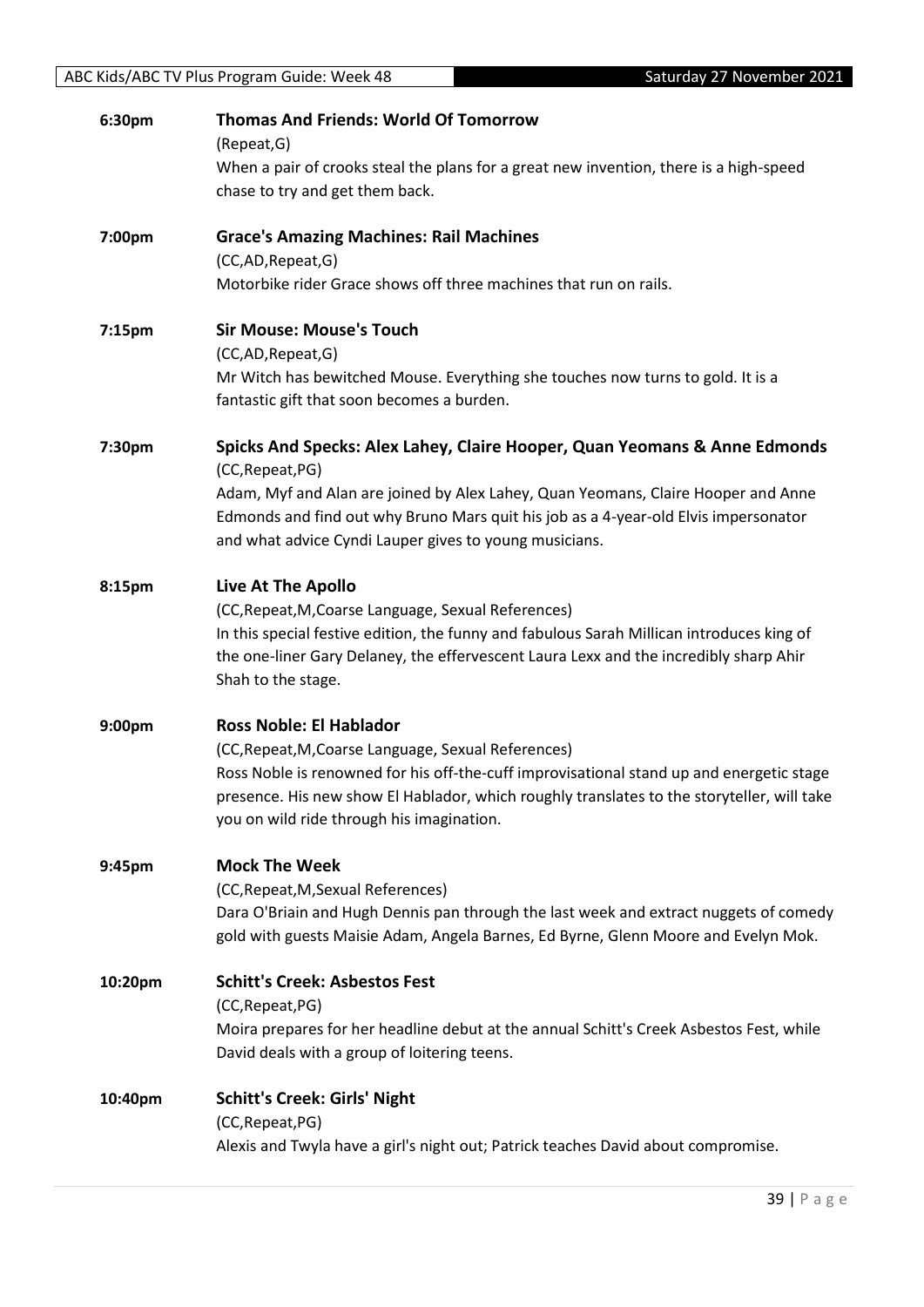**6:30pm** **Thomas And Friends: World Of Tomorrow**
(Repeat,G)
When a pair of crooks steal the plans for a great new invention, there is a high-speed chase to try and get them back.

**7:00pm** **Grace's Amazing Machines: Rail Machines**
(CC,AD,Repeat,G)
Motorbike rider Grace shows off three machines that run on rails.

**7:15pm** **Sir Mouse: Mouse's Touch**
(CC,AD,Repeat,G)
Mr Witch has bewitched Mouse. Everything she touches now turns to gold. It is a fantastic gift that soon becomes a burden.

**7:30pm** **Spicks And Specks: Alex Lahey, Claire Hooper, Quan Yeomans & Anne Edmonds**
(CC,Repeat,PG)
Adam, Myf and Alan are joined by Alex Lahey, Quan Yeomans, Claire Hooper and Anne Edmonds and find out why Bruno Mars quit his job as a 4-year-old Elvis impersonator and what advice Cyndi Lauper gives to young musicians.

**8:15pm** **Live At The Apollo**
(CC,Repeat,M,Coarse Language, Sexual References)
In this special festive edition, the funny and fabulous Sarah Millican introduces king of the one-liner Gary Delaney, the effervescent Laura Lexx and the incredibly sharp Ahir Shah to the stage.

**9:00pm** **Ross Noble: El Hablador**
(CC,Repeat,M,Coarse Language, Sexual References)
Ross Noble is renowned for his off-the-cuff improvisational stand up and energetic stage presence. His new show El Hablador, which roughly translates to the storyteller, will take you on wild ride through his imagination.

**9:45pm** **Mock The Week**
(CC,Repeat,M,Sexual References)
Dara O'Briain and Hugh Dennis pan through the last week and extract nuggets of comedy gold with guests Maisie Adam, Angela Barnes, Ed Byrne, Glenn Moore and Evelyn Mok.

**10:20pm** **Schitt's Creek: Asbestos Fest**
(CC,Repeat,PG)
Moira prepares for her headline debut at the annual Schitt's Creek Asbestos Fest, while David deals with a group of loitering teens.

**10:40pm** **Schitt's Creek: Girls' Night**
(CC,Repeat,PG)
Alexis and Twyla have a girl's night out; Patrick teaches David about compromise.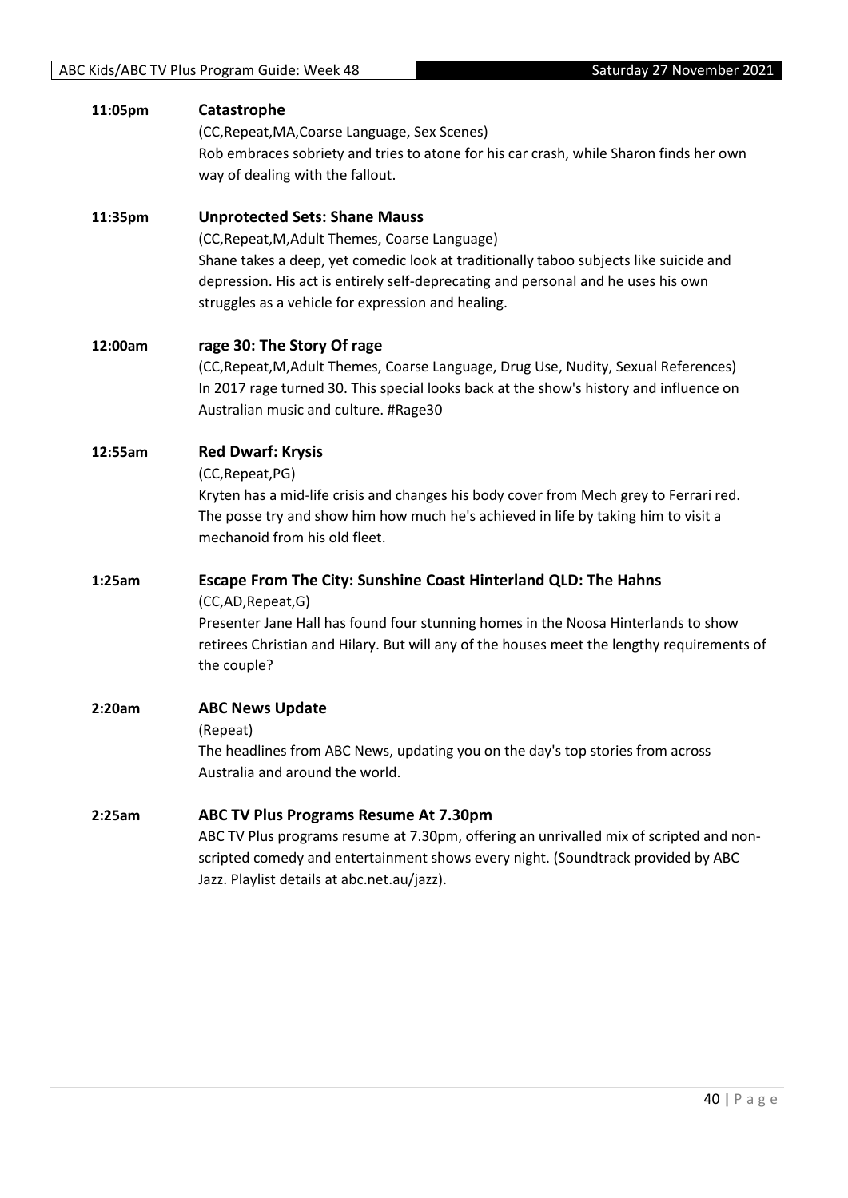**11:05pm** **Catastrophe**

(CC,Repeat,MA,Coarse Language, Sex Scenes)

Rob embraces sobriety and tries to atone for his car crash, while Sharon finds her own way of dealing with the fallout.

**11:35pm** **Unprotected Sets: Shane Mauss**

(CC,Repeat,M,Adult Themes, Coarse Language)

Shane takes a deep, yet comedic look at traditionally taboo subjects like suicide and depression. His act is entirely self-deprecating and personal and he uses his own struggles as a vehicle for expression and healing.

**12:00am** **rage 30: The Story Of rage**

(CC,Repeat,M,Adult Themes, Coarse Language, Drug Use, Nudity, Sexual References)

In 2017 rage turned 30. This special looks back at the show's history and influence on Australian music and culture. #Rage30

**12:55am** **Red Dwarf: Krysis**

(CC,Repeat,PG)

Kryten has a mid-life crisis and changes his body cover from Mech grey to Ferrari red. The posse try and show him how much he's achieved in life by taking him to visit a mechanoid from his old fleet.

**1:25am** **Escape From The City: Sunshine Coast Hinterland QLD: The Hahns**

(CC,AD,Repeat,G)

Presenter Jane Hall has found four stunning homes in the Noosa Hinterlands to show retirees Christian and Hilary. But will any of the houses meet the lengthy requirements of the couple?

**2:20am** **ABC News Update**

(Repeat)

The headlines from ABC News, updating you on the day's top stories from across Australia and around the world.

**2:25am** **ABC TV Plus Programs Resume At 7.30pm**

ABC TV Plus programs resume at 7.30pm, offering an unrivalled mix of scripted and non-scripted comedy and entertainment shows every night. (Soundtrack provided by ABC Jazz. Playlist details at abc.net.au/jazz).